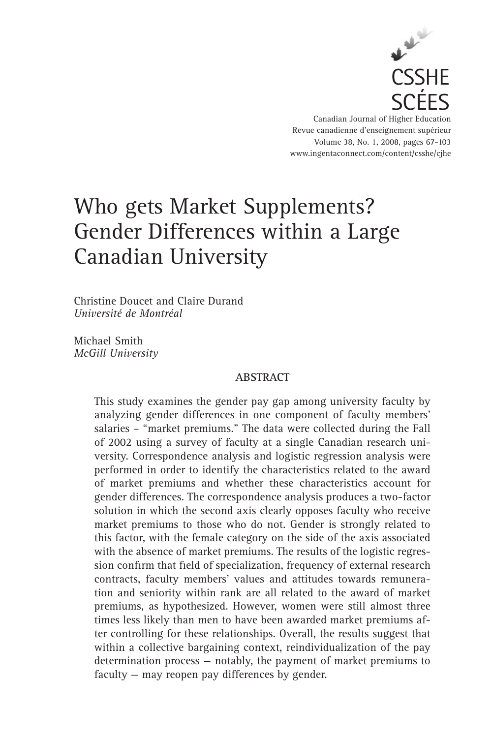CSSHE
SCÉES

Canadian Journal of Higher Education
Revue canadienne d'enseignement supérieur
Volume 38, No. 1, 2008, pages 67-103
www.ingentaconnect.com/content/csshe/cjhe

# Who gets Market Supplements? Gender Differences within a Large Canadian University

Christine Doucet and Claire Durand
*Université de Montréal*

Michael Smith
*McGill University*

## ABSTRACT

This study examines the gender pay gap among university faculty by analyzing gender differences in one component of faculty members' salaries – "market premiums." The data were collected during the Fall of 2002 using a survey of faculty at a single Canadian research university. Correspondence analysis and logistic regression analysis were performed in order to identify the characteristics related to the award of market premiums and whether these characteristics account for gender differences. The correspondence analysis produces a two-factor solution in which the second axis clearly opposes faculty who receive market premiums to those who do not. Gender is strongly related to this factor, with the female category on the side of the axis associated with the absence of market premiums. The results of the logistic regression confirm that field of specialization, frequency of external research contracts, faculty members' values and attitudes towards remuneration and seniority within rank are all related to the award of market premiums, as hypothesized. However, women were still almost three times less likely than men to have been awarded market premiums after controlling for these relationships. Overall, the results suggest that within a collective bargaining context, reindividualization of the pay determination process — notably, the payment of market premiums to faculty — may reopen pay differences by gender.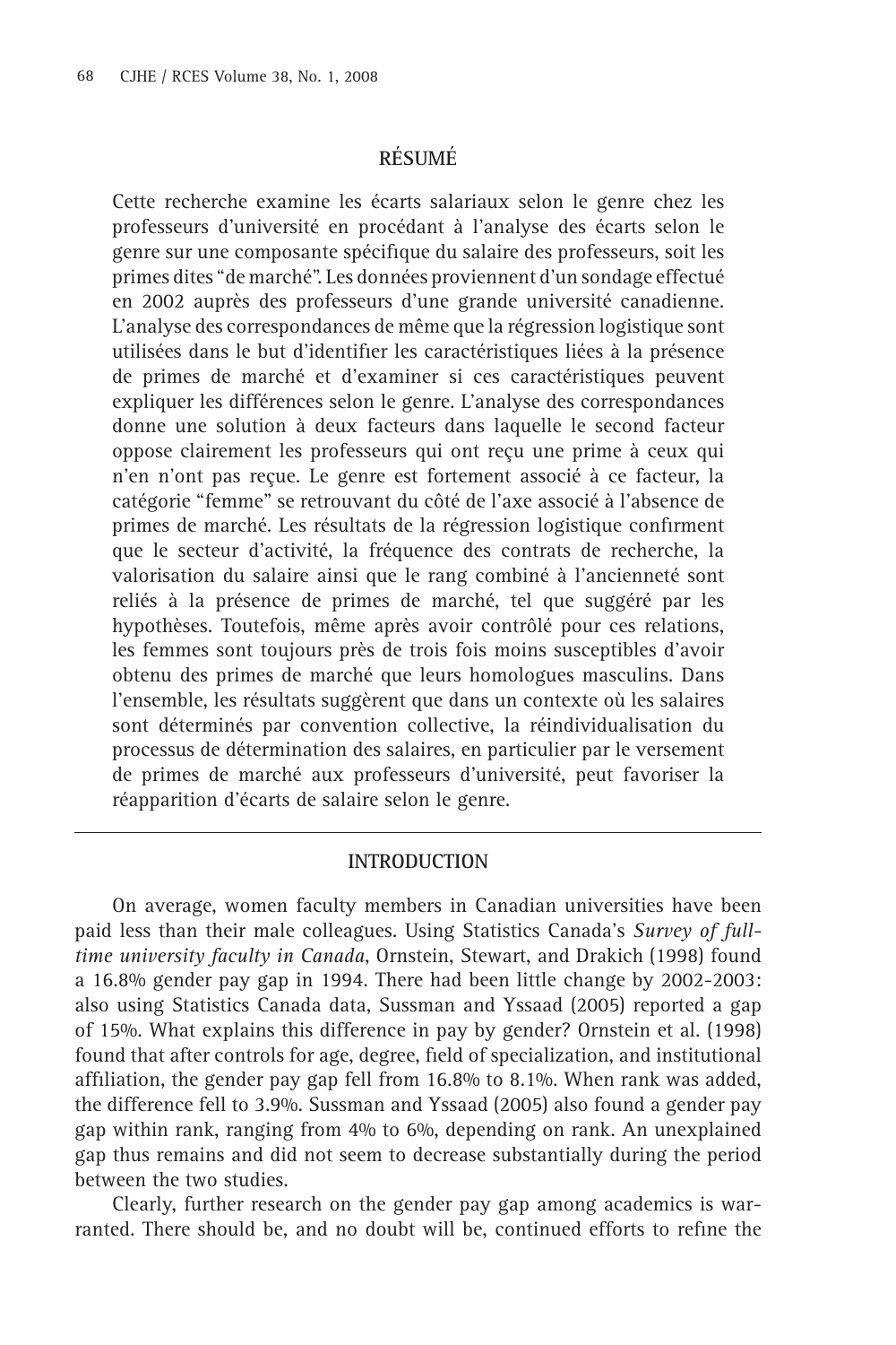## RÉSUMÉ

Cette recherche examine les écarts salariaux selon le genre chez les professeurs d'université en procédant à l'analyse des écarts selon le genre sur une composante spécifique du salaire des professeurs, soit les primes dites "de marché". Les données proviennent d'un sondage effectué en 2002 auprès des professeurs d'une grande université canadienne. L'analyse des correspondances de même que la régression logistique sont utilisées dans le but d'identifier les caractéristiques liées à la présence de primes de marché et d'examiner si ces caractéristiques peuvent expliquer les différences selon le genre. L'analyse des correspondances donne une solution à deux facteurs dans laquelle le second facteur oppose clairement les professeurs qui ont reçu une prime à ceux qui n'en n'ont pas reçue. Le genre est fortement associé à ce facteur, la catégorie "femme" se retrouvant du côté de l'axe associé à l'absence de primes de marché. Les résultats de la régression logistique confirment que le secteur d'activité, la fréquence des contrats de recherche, la valorisation du salaire ainsi que le rang combiné à l'ancienneté sont reliés à la présence de primes de marché, tel que suggéré par les hypothèses. Toutefois, même après avoir contrôlé pour ces relations, les femmes sont toujours près de trois fois moins susceptibles d'avoir obtenu des primes de marché que leurs homologues masculins. Dans l'ensemble, les résultats suggèrent que dans un contexte où les salaires sont déterminés par convention collective, la réindividualisation du processus de détermination des salaires, en particulier par le versement de primes de marché aux professeurs d'université, peut favoriser la réapparition d'écarts de salaire selon le genre.

## INTRODUCTION

On average, women faculty members in Canadian universities have been paid less than their male colleagues. Using Statistics Canada's *Survey of full-time university faculty in Canada*, Ornstein, Stewart, and Drakich (1998) found a 16.8% gender pay gap in 1994. There had been little change by 2002-2003: also using Statistics Canada data, Sussman and Yssaad (2005) reported a gap of 15%. What explains this difference in pay by gender? Ornstein et al. (1998) found that after controls for age, degree, field of specialization, and institutional affiliation, the gender pay gap fell from 16.8% to 8.1%. When rank was added, the difference fell to 3.9%. Sussman and Yssaad (2005) also found a gender pay gap within rank, ranging from 4% to 6%, depending on rank. An unexplained gap thus remains and did not seem to decrease substantially during the period between the two studies.

Clearly, further research on the gender pay gap among academics is warranted. There should be, and no doubt will be, continued efforts to refine the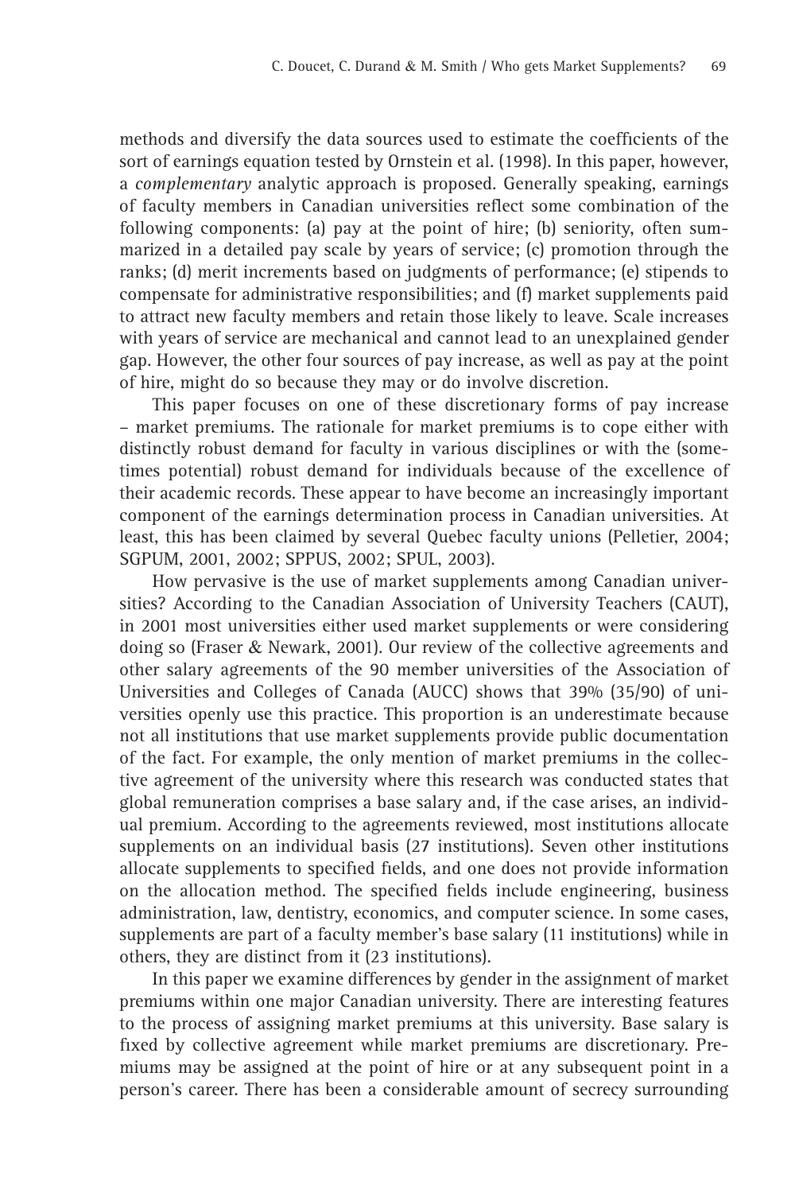methods and diversify the data sources used to estimate the coefficients of the sort of earnings equation tested by Ornstein et al. (1998). In this paper, however, a *complementary* analytic approach is proposed. Generally speaking, earnings of faculty members in Canadian universities reflect some combination of the following components: (a) pay at the point of hire; (b) seniority, often summarized in a detailed pay scale by years of service; (c) promotion through the ranks; (d) merit increments based on judgments of performance; (e) stipends to compensate for administrative responsibilities; and (f) market supplements paid to attract new faculty members and retain those likely to leave. Scale increases with years of service are mechanical and cannot lead to an unexplained gender gap. However, the other four sources of pay increase, as well as pay at the point of hire, might do so because they may or do involve discretion.

This paper focuses on one of these discretionary forms of pay increase – market premiums. The rationale for market premiums is to cope either with distinctly robust demand for faculty in various disciplines or with the (sometimes potential) robust demand for individuals because of the excellence of their academic records. These appear to have become an increasingly important component of the earnings determination process in Canadian universities. At least, this has been claimed by several Quebec faculty unions (Pelletier, 2004; SGPUM, 2001, 2002; SPPUS, 2002; SPUL, 2003).

How pervasive is the use of market supplements among Canadian universities? According to the Canadian Association of University Teachers (CAUT), in 2001 most universities either used market supplements or were considering doing so (Fraser & Newark, 2001). Our review of the collective agreements and other salary agreements of the 90 member universities of the Association of Universities and Colleges of Canada (AUCC) shows that 39% (35/90) of universities openly use this practice. This proportion is an underestimate because not all institutions that use market supplements provide public documentation of the fact. For example, the only mention of market premiums in the collective agreement of the university where this research was conducted states that global remuneration comprises a base salary and, if the case arises, an individual premium. According to the agreements reviewed, most institutions allocate supplements on an individual basis (27 institutions). Seven other institutions allocate supplements to specified fields, and one does not provide information on the allocation method. The specified fields include engineering, business administration, law, dentistry, economics, and computer science. In some cases, supplements are part of a faculty member's base salary (11 institutions) while in others, they are distinct from it (23 institutions).

In this paper we examine differences by gender in the assignment of market premiums within one major Canadian university. There are interesting features to the process of assigning market premiums at this university. Base salary is fixed by collective agreement while market premiums are discretionary. Premiums may be assigned at the point of hire or at any subsequent point in a person's career. There has been a considerable amount of secrecy surrounding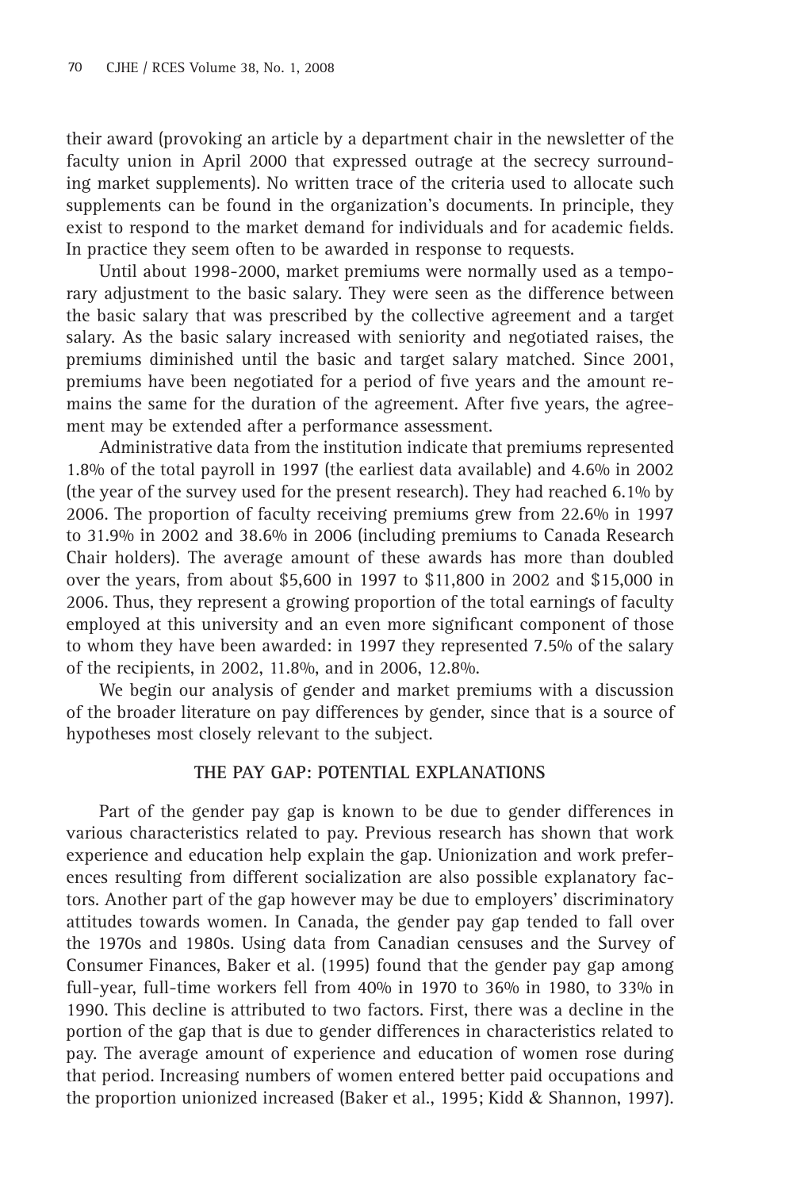their award (provoking an article by a department chair in the newsletter of the faculty union in April 2000 that expressed outrage at the secrecy surrounding market supplements). No written trace of the criteria used to allocate such supplements can be found in the organization's documents. In principle, they exist to respond to the market demand for individuals and for academic fields. In practice they seem often to be awarded in response to requests.

Until about 1998-2000, market premiums were normally used as a temporary adjustment to the basic salary. They were seen as the difference between the basic salary that was prescribed by the collective agreement and a target salary. As the basic salary increased with seniority and negotiated raises, the premiums diminished until the basic and target salary matched. Since 2001, premiums have been negotiated for a period of five years and the amount remains the same for the duration of the agreement. After five years, the agreement may be extended after a performance assessment.

Administrative data from the institution indicate that premiums represented 1.8% of the total payroll in 1997 (the earliest data available) and 4.6% in 2002 (the year of the survey used for the present research). They had reached 6.1% by 2006. The proportion of faculty receiving premiums grew from 22.6% in 1997 to 31.9% in 2002 and 38.6% in 2006 (including premiums to Canada Research Chair holders). The average amount of these awards has more than doubled over the years, from about $5,600 in 1997 to $11,800 in 2002 and $15,000 in 2006. Thus, they represent a growing proportion of the total earnings of faculty employed at this university and an even more significant component of those to whom they have been awarded: in 1997 they represented 7.5% of the salary of the recipients, in 2002, 11.8%, and in 2006, 12.8%.

We begin our analysis of gender and market premiums with a discussion of the broader literature on pay differences by gender, since that is a source of hypotheses most closely relevant to the subject.

## THE PAY GAP: POTENTIAL EXPLANATIONS

Part of the gender pay gap is known to be due to gender differences in various characteristics related to pay. Previous research has shown that work experience and education help explain the gap. Unionization and work preferences resulting from different socialization are also possible explanatory factors. Another part of the gap however may be due to employers' discriminatory attitudes towards women. In Canada, the gender pay gap tended to fall over the 1970s and 1980s. Using data from Canadian censuses and the Survey of Consumer Finances, Baker et al. (1995) found that the gender pay gap among full-year, full-time workers fell from 40% in 1970 to 36% in 1980, to 33% in 1990. This decline is attributed to two factors. First, there was a decline in the portion of the gap that is due to gender differences in characteristics related to pay. The average amount of experience and education of women rose during that period. Increasing numbers of women entered better paid occupations and the proportion unionized increased (Baker et al., 1995; Kidd & Shannon, 1997).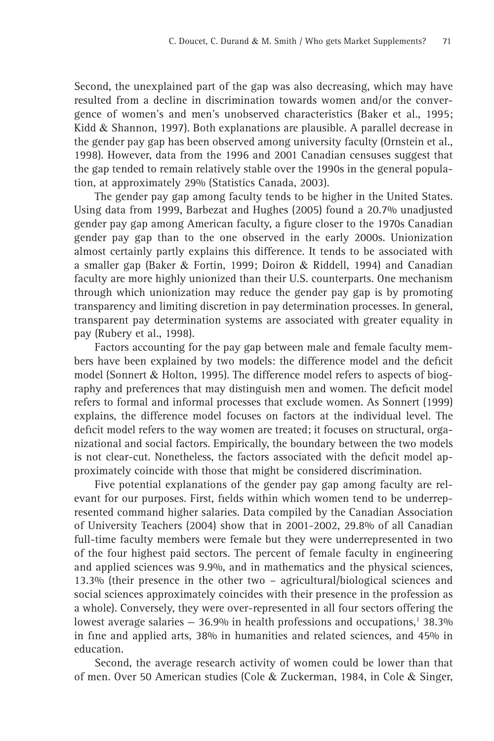Second, the unexplained part of the gap was also decreasing, which may have resulted from a decline in discrimination towards women and/or the convergence of women's and men's unobserved characteristics (Baker et al., 1995; Kidd & Shannon, 1997). Both explanations are plausible. A parallel decrease in the gender pay gap has been observed among university faculty (Ornstein et al., 1998). However, data from the 1996 and 2001 Canadian censuses suggest that the gap tended to remain relatively stable over the 1990s in the general population, at approximately 29% (Statistics Canada, 2003).

The gender pay gap among faculty tends to be higher in the United States. Using data from 1999, Barbezat and Hughes (2005) found a 20.7% unadjusted gender pay gap among American faculty, a figure closer to the 1970s Canadian gender pay gap than to the one observed in the early 2000s. Unionization almost certainly partly explains this difference. It tends to be associated with a smaller gap (Baker & Fortin, 1999; Doiron & Riddell, 1994) and Canadian faculty are more highly unionized than their U.S. counterparts. One mechanism through which unionization may reduce the gender pay gap is by promoting transparency and limiting discretion in pay determination processes. In general, transparent pay determination systems are associated with greater equality in pay (Rubery et al., 1998).

Factors accounting for the pay gap between male and female faculty members have been explained by two models: the difference model and the deficit model (Sonnert & Holton, 1995). The difference model refers to aspects of biography and preferences that may distinguish men and women. The deficit model refers to formal and informal processes that exclude women. As Sonnert (1999) explains, the difference model focuses on factors at the individual level. The deficit model refers to the way women are treated; it focuses on structural, organizational and social factors. Empirically, the boundary between the two models is not clear-cut. Nonetheless, the factors associated with the deficit model approximately coincide with those that might be considered discrimination.

Five potential explanations of the gender pay gap among faculty are relevant for our purposes. First, fields within which women tend to be underrepresented command higher salaries. Data compiled by the Canadian Association of University Teachers (2004) show that in 2001-2002, 29.8% of all Canadian full-time faculty members were female but they were underrepresented in two of the four highest paid sectors. The percent of female faculty in engineering and applied sciences was 9.9%, and in mathematics and the physical sciences, 13.3% (their presence in the other two – agricultural/biological sciences and social sciences approximately coincides with their presence in the profession as a whole). Conversely, they were over-represented in all four sectors offering the lowest average salaries — 36.9% in health professions and occupations,[1] 38.3% in fine and applied arts, 38% in humanities and related sciences, and 45% in education.

Second, the average research activity of women could be lower than that of men. Over 50 American studies (Cole & Zuckerman, 1984, in Cole & Singer,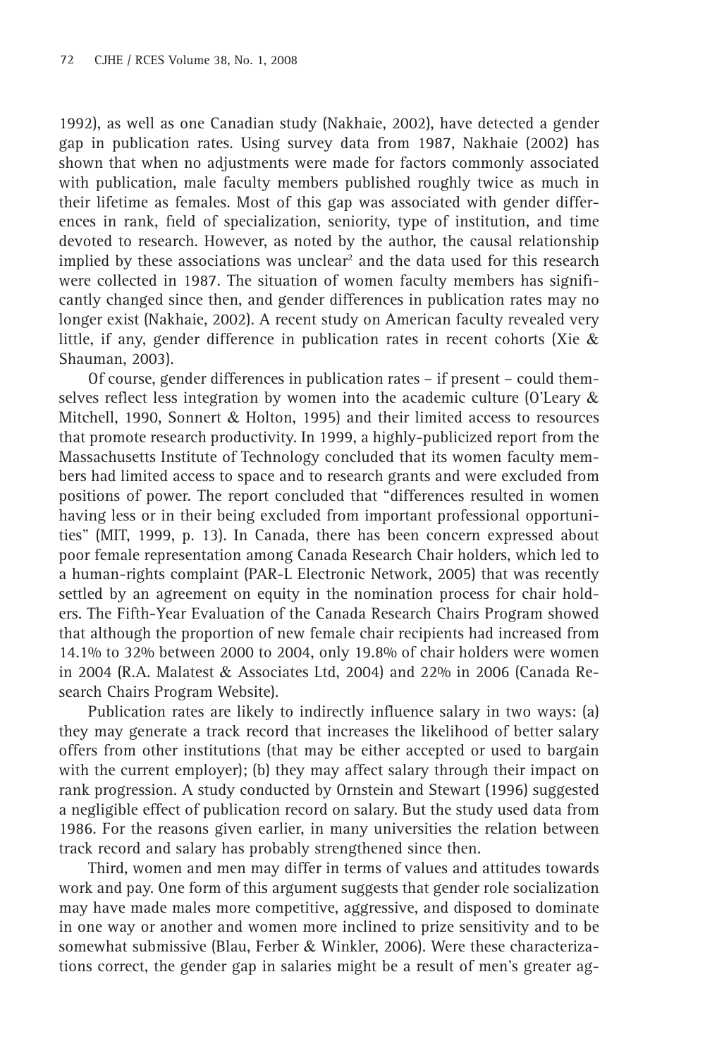1992), as well as one Canadian study (Nakhaie, 2002), have detected a gender gap in publication rates. Using survey data from 1987, Nakhaie (2002) has shown that when no adjustments were made for factors commonly associated with publication, male faculty members published roughly twice as much in their lifetime as females. Most of this gap was associated with gender differences in rank, field of specialization, seniority, type of institution, and time devoted to research. However, as noted by the author, the causal relationship implied by these associations was unclear[2] and the data used for this research were collected in 1987. The situation of women faculty members has significantly changed since then, and gender differences in publication rates may no longer exist (Nakhaie, 2002). A recent study on American faculty revealed very little, if any, gender difference in publication rates in recent cohorts (Xie & Shauman, 2003).

Of course, gender differences in publication rates – if present – could themselves reflect less integration by women into the academic culture (O'Leary & Mitchell, 1990, Sonnert & Holton, 1995) and their limited access to resources that promote research productivity. In 1999, a highly-publicized report from the Massachusetts Institute of Technology concluded that its women faculty members had limited access to space and to research grants and were excluded from positions of power. The report concluded that "differences resulted in women having less or in their being excluded from important professional opportunities" (MIT, 1999, p. 13). In Canada, there has been concern expressed about poor female representation among Canada Research Chair holders, which led to a human-rights complaint (PAR-L Electronic Network, 2005) that was recently settled by an agreement on equity in the nomination process for chair holders. The Fifth-Year Evaluation of the Canada Research Chairs Program showed that although the proportion of new female chair recipients had increased from 14.1% to 32% between 2000 to 2004, only 19.8% of chair holders were women in 2004 (R.A. Malatest & Associates Ltd, 2004) and 22% in 2006 (Canada Research Chairs Program Website).

Publication rates are likely to indirectly influence salary in two ways: (a) they may generate a track record that increases the likelihood of better salary offers from other institutions (that may be either accepted or used to bargain with the current employer); (b) they may affect salary through their impact on rank progression. A study conducted by Ornstein and Stewart (1996) suggested a negligible effect of publication record on salary. But the study used data from 1986. For the reasons given earlier, in many universities the relation between track record and salary has probably strengthened since then.

Third, women and men may differ in terms of values and attitudes towards work and pay. One form of this argument suggests that gender role socialization may have made males more competitive, aggressive, and disposed to dominate in one way or another and women more inclined to prize sensitivity and to be somewhat submissive (Blau, Ferber & Winkler, 2006). Were these characterizations correct, the gender gap in salaries might be a result of men's greater ag-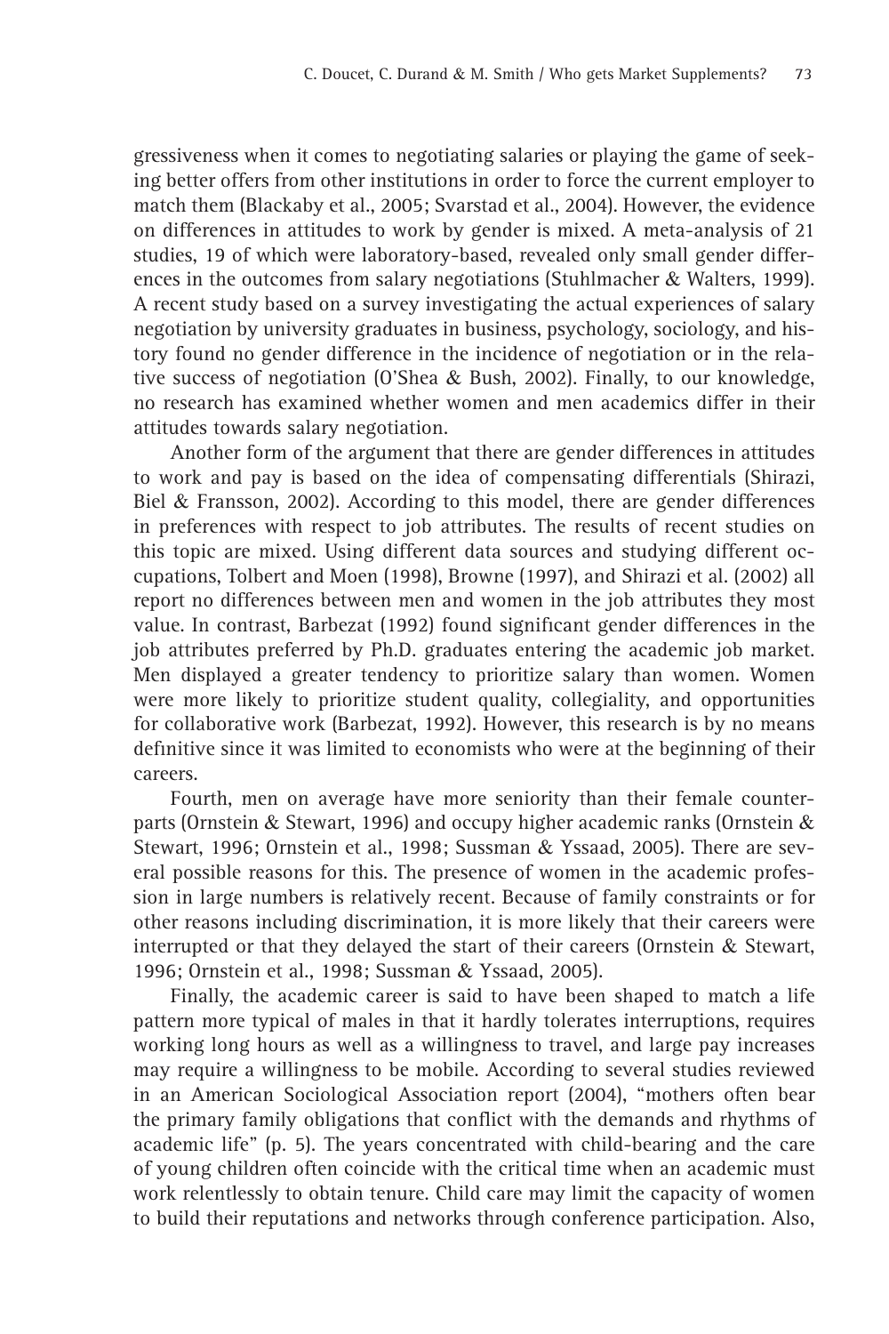gressiveness when it comes to negotiating salaries or playing the game of seeking better offers from other institutions in order to force the current employer to match them (Blackaby et al., 2005; Svarstad et al., 2004). However, the evidence on differences in attitudes to work by gender is mixed. A meta-analysis of 21 studies, 19 of which were laboratory-based, revealed only small gender differences in the outcomes from salary negotiations (Stuhlmacher & Walters, 1999). A recent study based on a survey investigating the actual experiences of salary negotiation by university graduates in business, psychology, sociology, and history found no gender difference in the incidence of negotiation or in the relative success of negotiation (O'Shea & Bush, 2002). Finally, to our knowledge, no research has examined whether women and men academics differ in their attitudes towards salary negotiation.

Another form of the argument that there are gender differences in attitudes to work and pay is based on the idea of compensating differentials (Shirazi, Biel & Fransson, 2002). According to this model, there are gender differences in preferences with respect to job attributes. The results of recent studies on this topic are mixed. Using different data sources and studying different occupations, Tolbert and Moen (1998), Browne (1997), and Shirazi et al. (2002) all report no differences between men and women in the job attributes they most value. In contrast, Barbezat (1992) found significant gender differences in the job attributes preferred by Ph.D. graduates entering the academic job market. Men displayed a greater tendency to prioritize salary than women. Women were more likely to prioritize student quality, collegiality, and opportunities for collaborative work (Barbezat, 1992). However, this research is by no means definitive since it was limited to economists who were at the beginning of their careers.

Fourth, men on average have more seniority than their female counterparts (Ornstein & Stewart, 1996) and occupy higher academic ranks (Ornstein & Stewart, 1996; Ornstein et al., 1998; Sussman & Yssaad, 2005). There are several possible reasons for this. The presence of women in the academic profession in large numbers is relatively recent. Because of family constraints or for other reasons including discrimination, it is more likely that their careers were interrupted or that they delayed the start of their careers (Ornstein & Stewart, 1996; Ornstein et al., 1998; Sussman & Yssaad, 2005).

Finally, the academic career is said to have been shaped to match a life pattern more typical of males in that it hardly tolerates interruptions, requires working long hours as well as a willingness to travel, and large pay increases may require a willingness to be mobile. According to several studies reviewed in an American Sociological Association report (2004), "mothers often bear the primary family obligations that conflict with the demands and rhythms of academic life" (p. 5). The years concentrated with child-bearing and the care of young children often coincide with the critical time when an academic must work relentlessly to obtain tenure. Child care may limit the capacity of women to build their reputations and networks through conference participation. Also,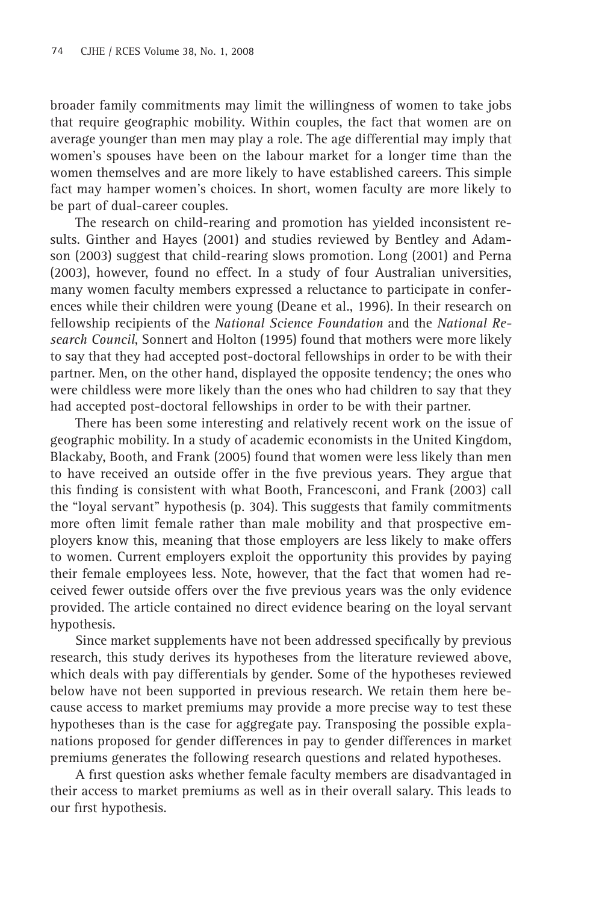broader family commitments may limit the willingness of women to take jobs that require geographic mobility. Within couples, the fact that women are on average younger than men may play a role. The age differential may imply that women's spouses have been on the labour market for a longer time than the women themselves and are more likely to have established careers. This simple fact may hamper women's choices. In short, women faculty are more likely to be part of dual-career couples.

The research on child-rearing and promotion has yielded inconsistent results. Ginther and Hayes (2001) and studies reviewed by Bentley and Adamson (2003) suggest that child-rearing slows promotion. Long (2001) and Perna (2003), however, found no effect. In a study of four Australian universities, many women faculty members expressed a reluctance to participate in conferences while their children were young (Deane et al., 1996). In their research on fellowship recipients of the *National Science Foundation* and the *National Research Council*, Sonnert and Holton (1995) found that mothers were more likely to say that they had accepted post-doctoral fellowships in order to be with their partner. Men, on the other hand, displayed the opposite tendency; the ones who were childless were more likely than the ones who had children to say that they had accepted post-doctoral fellowships in order to be with their partner.

There has been some interesting and relatively recent work on the issue of geographic mobility. In a study of academic economists in the United Kingdom, Blackaby, Booth, and Frank (2005) found that women were less likely than men to have received an outside offer in the five previous years. They argue that this finding is consistent with what Booth, Francesconi, and Frank (2003) call the "loyal servant" hypothesis (p. 304). This suggests that family commitments more often limit female rather than male mobility and that prospective employers know this, meaning that those employers are less likely to make offers to women. Current employers exploit the opportunity this provides by paying their female employees less. Note, however, that the fact that women had received fewer outside offers over the five previous years was the only evidence provided. The article contained no direct evidence bearing on the loyal servant hypothesis.

Since market supplements have not been addressed specifically by previous research, this study derives its hypotheses from the literature reviewed above, which deals with pay differentials by gender. Some of the hypotheses reviewed below have not been supported in previous research. We retain them here because access to market premiums may provide a more precise way to test these hypotheses than is the case for aggregate pay. Transposing the possible explanations proposed for gender differences in pay to gender differences in market premiums generates the following research questions and related hypotheses.

A first question asks whether female faculty members are disadvantaged in their access to market premiums as well as in their overall salary. This leads to our first hypothesis.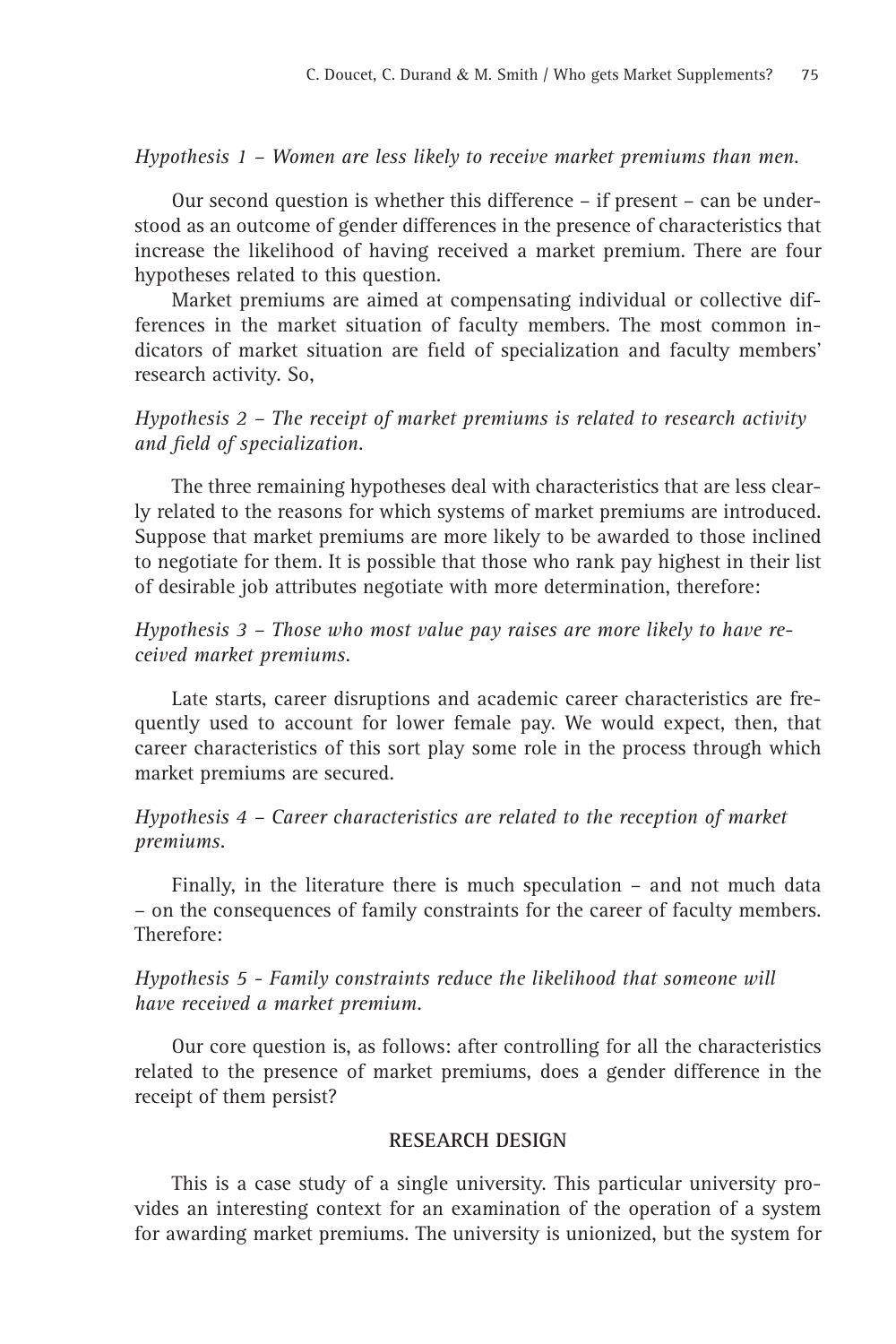*Hypothesis 1 – Women are less likely to receive market premiums than men.*

Our second question is whether this difference – if present – can be understood as an outcome of gender differences in the presence of characteristics that increase the likelihood of having received a market premium. There are four hypotheses related to this question.

Market premiums are aimed at compensating individual or collective differences in the market situation of faculty members. The most common indicators of market situation are field of specialization and faculty members' research activity. So,

*Hypothesis 2 – The receipt of market premiums is related to research activity and field of specialization.*

The three remaining hypotheses deal with characteristics that are less clearly related to the reasons for which systems of market premiums are introduced. Suppose that market premiums are more likely to be awarded to those inclined to negotiate for them. It is possible that those who rank pay highest in their list of desirable job attributes negotiate with more determination, therefore:

*Hypothesis 3 – Those who most value pay raises are more likely to have received market premiums.*

Late starts, career disruptions and academic career characteristics are frequently used to account for lower female pay. We would expect, then, that career characteristics of this sort play some role in the process through which market premiums are secured.

*Hypothesis 4 – Career characteristics are related to the reception of market premiums.*

Finally, in the literature there is much speculation – and not much data – on the consequences of family constraints for the career of faculty members. Therefore:

*Hypothesis 5 - Family constraints reduce the likelihood that someone will have received a market premium.*

Our core question is, as follows: after controlling for all the characteristics related to the presence of market premiums, does a gender difference in the receipt of them persist?

## RESEARCH DESIGN

This is a case study of a single university. This particular university provides an interesting context for an examination of the operation of a system for awarding market premiums. The university is unionized, but the system for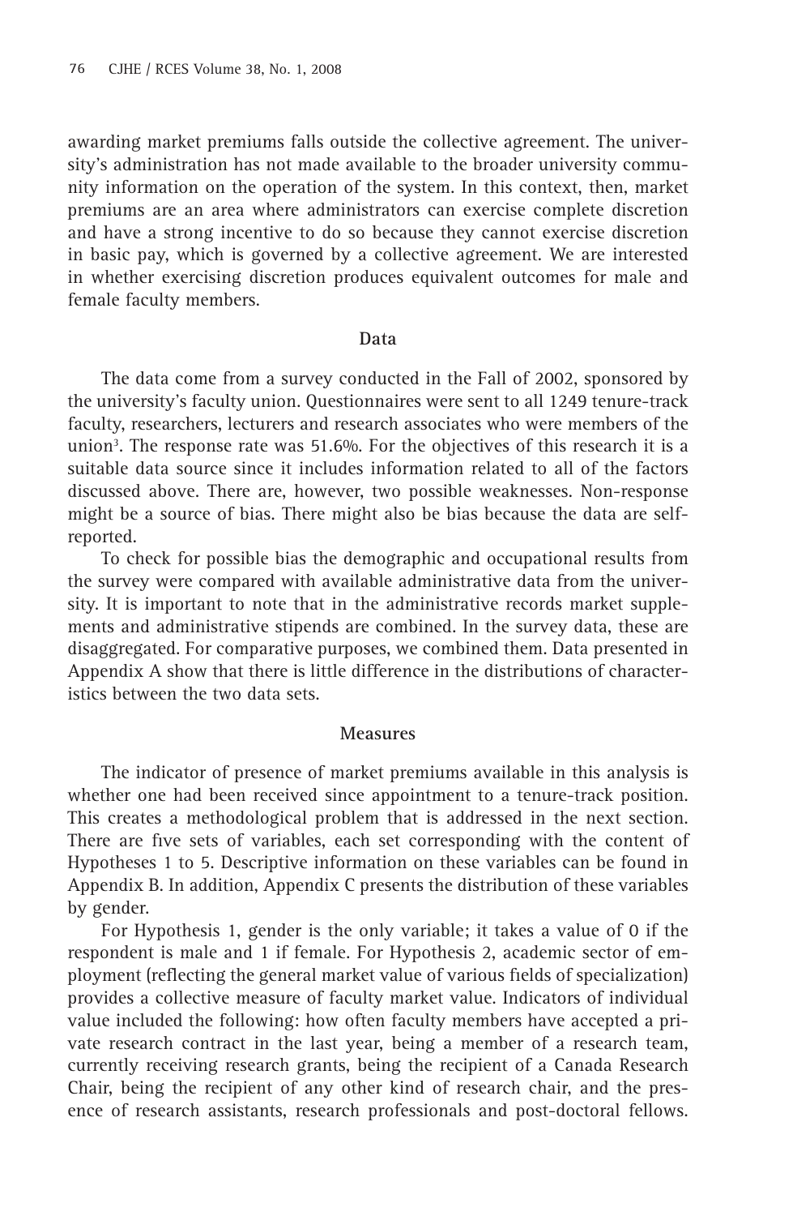awarding market premiums falls outside the collective agreement. The university's administration has not made available to the broader university community information on the operation of the system. In this context, then, market premiums are an area where administrators can exercise complete discretion and have a strong incentive to do so because they cannot exercise discretion in basic pay, which is governed by a collective agreement. We are interested in whether exercising discretion produces equivalent outcomes for male and female faculty members.

## Data

The data come from a survey conducted in the Fall of 2002, sponsored by the university's faculty union. Questionnaires were sent to all 1249 tenure-track faculty, researchers, lecturers and research associates who were members of the union[3]. The response rate was 51.6%. For the objectives of this research it is a suitable data source since it includes information related to all of the factors discussed above. There are, however, two possible weaknesses. Non-response might be a source of bias. There might also be bias because the data are self-reported.

To check for possible bias the demographic and occupational results from the survey were compared with available administrative data from the university. It is important to note that in the administrative records market supplements and administrative stipends are combined. In the survey data, these are disaggregated. For comparative purposes, we combined them. Data presented in Appendix A show that there is little difference in the distributions of characteristics between the two data sets.

## Measures

The indicator of presence of market premiums available in this analysis is whether one had been received since appointment to a tenure-track position. This creates a methodological problem that is addressed in the next section. There are five sets of variables, each set corresponding with the content of Hypotheses 1 to 5. Descriptive information on these variables can be found in Appendix B. In addition, Appendix C presents the distribution of these variables by gender.

For Hypothesis 1, gender is the only variable; it takes a value of 0 if the respondent is male and 1 if female. For Hypothesis 2, academic sector of employment (reflecting the general market value of various fields of specialization) provides a collective measure of faculty market value. Indicators of individual value included the following: how often faculty members have accepted a private research contract in the last year, being a member of a research team, currently receiving research grants, being the recipient of a Canada Research Chair, being the recipient of any other kind of research chair, and the presence of research assistants, research professionals and post-doctoral fellows.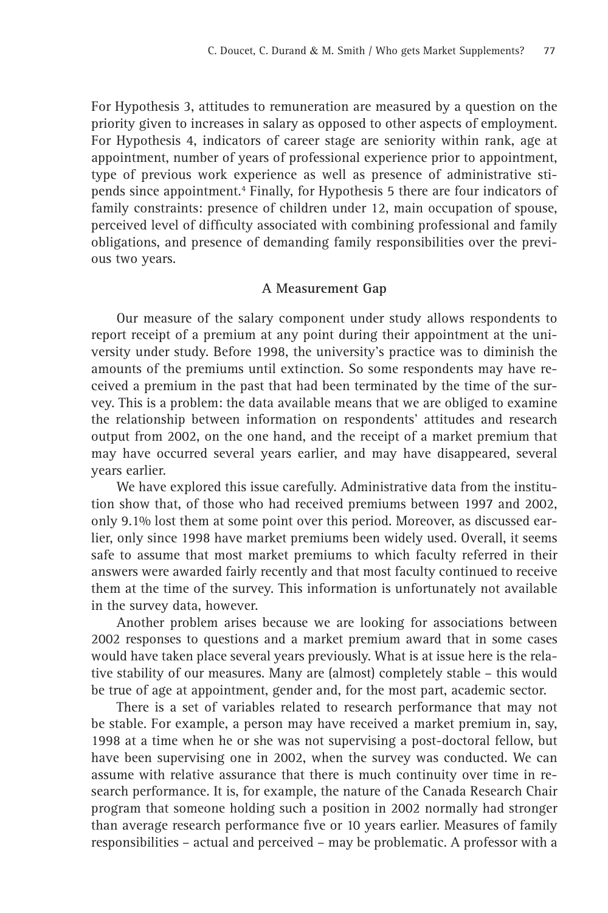For Hypothesis 3, attitudes to remuneration are measured by a question on the priority given to increases in salary as opposed to other aspects of employment. For Hypothesis 4, indicators of career stage are seniority within rank, age at appointment, number of years of professional experience prior to appointment, type of previous work experience as well as presence of administrative stipends since appointment.[4] Finally, for Hypothesis 5 there are four indicators of family constraints: presence of children under 12, main occupation of spouse, perceived level of difficulty associated with combining professional and family obligations, and presence of demanding family responsibilities over the previous two years.

## A Measurement Gap

Our measure of the salary component under study allows respondents to report receipt of a premium at any point during their appointment at the university under study. Before 1998, the university's practice was to diminish the amounts of the premiums until extinction. So some respondents may have received a premium in the past that had been terminated by the time of the survey. This is a problem: the data available means that we are obliged to examine the relationship between information on respondents' attitudes and research output from 2002, on the one hand, and the receipt of a market premium that may have occurred several years earlier, and may have disappeared, several years earlier.

We have explored this issue carefully. Administrative data from the institution show that, of those who had received premiums between 1997 and 2002, only 9.1% lost them at some point over this period. Moreover, as discussed earlier, only since 1998 have market premiums been widely used. Overall, it seems safe to assume that most market premiums to which faculty referred in their answers were awarded fairly recently and that most faculty continued to receive them at the time of the survey. This information is unfortunately not available in the survey data, however.

Another problem arises because we are looking for associations between 2002 responses to questions and a market premium award that in some cases would have taken place several years previously. What is at issue here is the relative stability of our measures. Many are (almost) completely stable – this would be true of age at appointment, gender and, for the most part, academic sector.

There is a set of variables related to research performance that may not be stable. For example, a person may have received a market premium in, say, 1998 at a time when he or she was not supervising a post-doctoral fellow, but have been supervising one in 2002, when the survey was conducted. We can assume with relative assurance that there is much continuity over time in research performance. It is, for example, the nature of the Canada Research Chair program that someone holding such a position in 2002 normally had stronger than average research performance five or 10 years earlier. Measures of family responsibilities – actual and perceived – may be problematic. A professor with a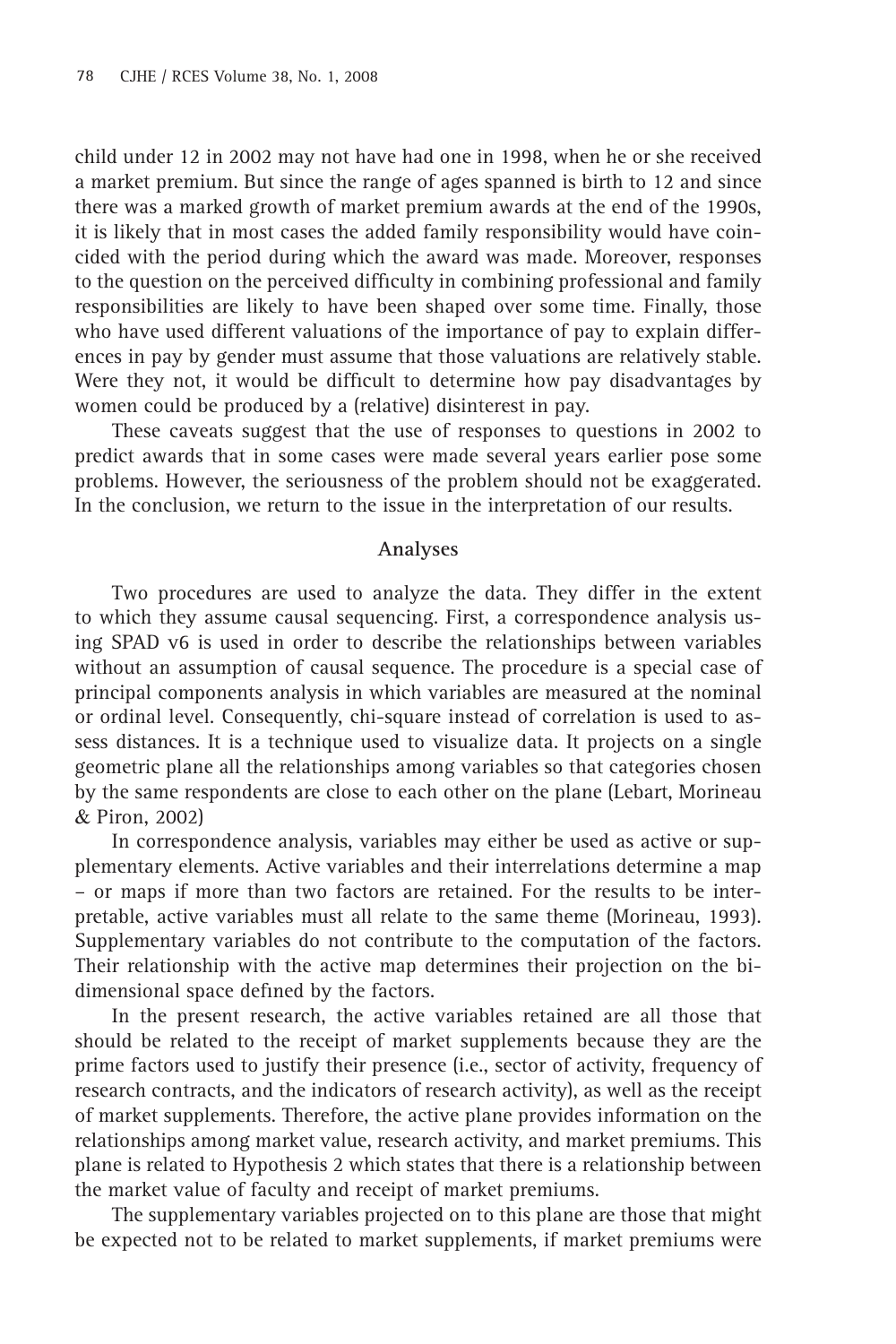child under 12 in 2002 may not have had one in 1998, when he or she received a market premium. But since the range of ages spanned is birth to 12 and since there was a marked growth of market premium awards at the end of the 1990s, it is likely that in most cases the added family responsibility would have coincided with the period during which the award was made. Moreover, responses to the question on the perceived difficulty in combining professional and family responsibilities are likely to have been shaped over some time. Finally, those who have used different valuations of the importance of pay to explain differences in pay by gender must assume that those valuations are relatively stable. Were they not, it would be difficult to determine how pay disadvantages by women could be produced by a (relative) disinterest in pay.

These caveats suggest that the use of responses to questions in 2002 to predict awards that in some cases were made several years earlier pose some problems. However, the seriousness of the problem should not be exaggerated. In the conclusion, we return to the issue in the interpretation of our results.

## Analyses

Two procedures are used to analyze the data. They differ in the extent to which they assume causal sequencing. First, a correspondence analysis using SPAD v6 is used in order to describe the relationships between variables without an assumption of causal sequence. The procedure is a special case of principal components analysis in which variables are measured at the nominal or ordinal level. Consequently, chi-square instead of correlation is used to assess distances. It is a technique used to visualize data. It projects on a single geometric plane all the relationships among variables so that categories chosen by the same respondents are close to each other on the plane (Lebart, Morineau & Piron, 2002)

In correspondence analysis, variables may either be used as active or supplementary elements. Active variables and their interrelations determine a map – or maps if more than two factors are retained. For the results to be interpretable, active variables must all relate to the same theme (Morineau, 1993). Supplementary variables do not contribute to the computation of the factors. Their relationship with the active map determines their projection on the bi-dimensional space defined by the factors.

In the present research, the active variables retained are all those that should be related to the receipt of market supplements because they are the prime factors used to justify their presence (i.e., sector of activity, frequency of research contracts, and the indicators of research activity), as well as the receipt of market supplements. Therefore, the active plane provides information on the relationships among market value, research activity, and market premiums. This plane is related to Hypothesis 2 which states that there is a relationship between the market value of faculty and receipt of market premiums.

The supplementary variables projected on to this plane are those that might be expected not to be related to market supplements, if market premiums were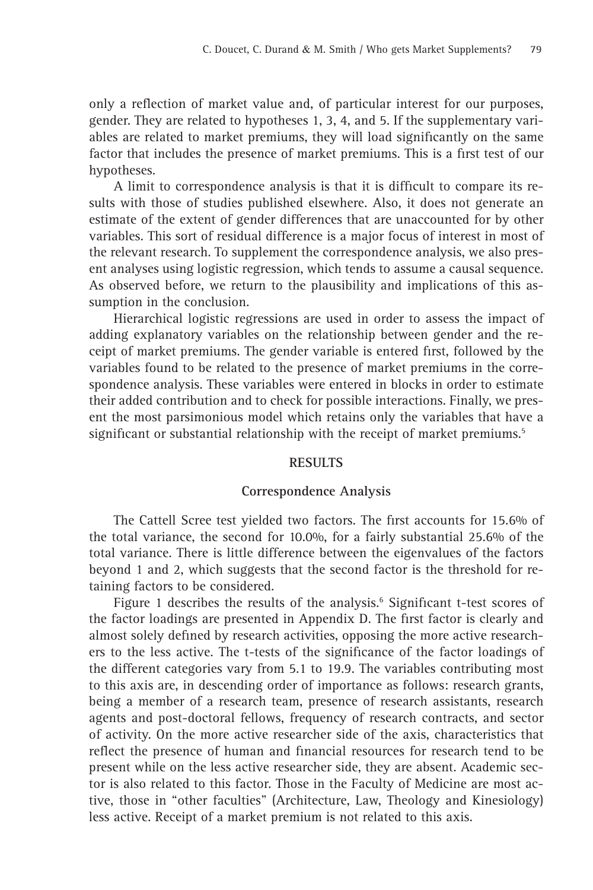only a reflection of market value and, of particular interest for our purposes, gender. They are related to hypotheses 1, 3, 4, and 5. If the supplementary variables are related to market premiums, they will load significantly on the same factor that includes the presence of market premiums. This is a first test of our hypotheses.

A limit to correspondence analysis is that it is difficult to compare its results with those of studies published elsewhere. Also, it does not generate an estimate of the extent of gender differences that are unaccounted for by other variables. This sort of residual difference is a major focus of interest in most of the relevant research. To supplement the correspondence analysis, we also present analyses using logistic regression, which tends to assume a causal sequence. As observed before, we return to the plausibility and implications of this assumption in the conclusion.

Hierarchical logistic regressions are used in order to assess the impact of adding explanatory variables on the relationship between gender and the receipt of market premiums. The gender variable is entered first, followed by the variables found to be related to the presence of market premiums in the correspondence analysis. These variables were entered in blocks in order to estimate their added contribution and to check for possible interactions. Finally, we present the most parsimonious model which retains only the variables that have a significant or substantial relationship with the receipt of market premiums.[5]

## RESULTS

### Correspondence Analysis

The Cattell Scree test yielded two factors. The first accounts for 15.6% of the total variance, the second for 10.0%, for a fairly substantial 25.6% of the total variance. There is little difference between the eigenvalues of the factors beyond 1 and 2, which suggests that the second factor is the threshold for retaining factors to be considered.

Figure 1 describes the results of the analysis.[6] Significant t-test scores of the factor loadings are presented in Appendix D. The first factor is clearly and almost solely defined by research activities, opposing the more active researchers to the less active. The t-tests of the significance of the factor loadings of the different categories vary from 5.1 to 19.9. The variables contributing most to this axis are, in descending order of importance as follows: research grants, being a member of a research team, presence of research assistants, research agents and post-doctoral fellows, frequency of research contracts, and sector of activity. On the more active researcher side of the axis, characteristics that reflect the presence of human and financial resources for research tend to be present while on the less active researcher side, they are absent. Academic sector is also related to this factor. Those in the Faculty of Medicine are most active, those in "other faculties" (Architecture, Law, Theology and Kinesiology) less active. Receipt of a market premium is not related to this axis.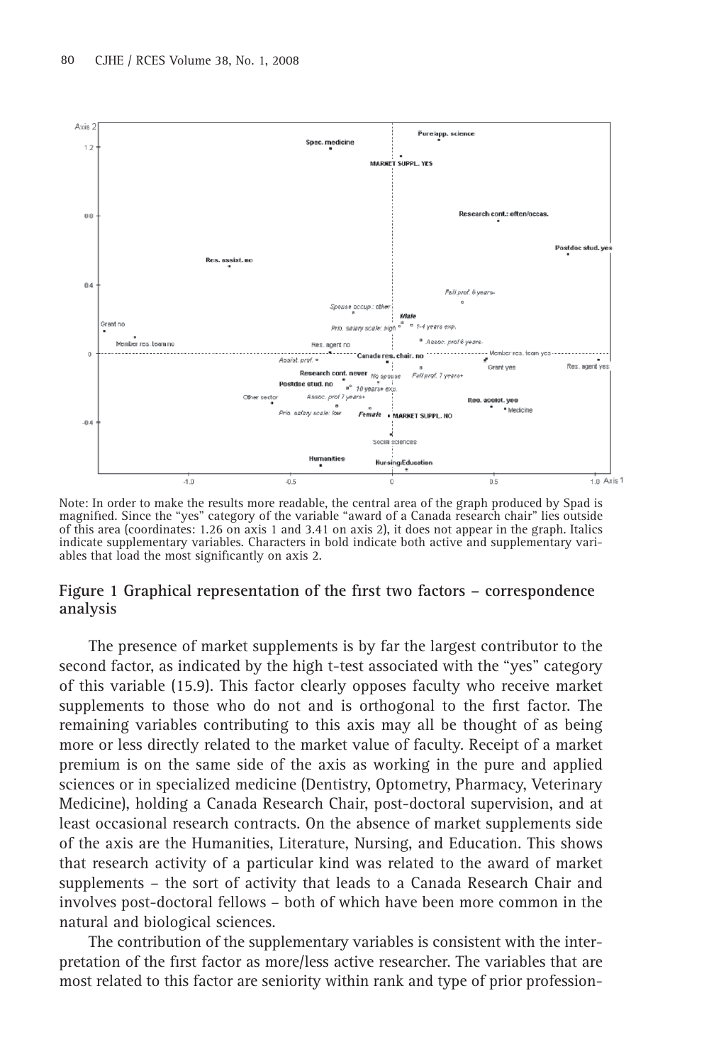Note: In order to make the results more readable, the central area of the graph produced by Spad is magnified. Since the "yes" category of the variable "award of a Canada research chair" lies outside of this area (coordinates: 1.26 on axis 1 and 3.41 on axis 2), it does not appear in the graph. Italics indicate supplementary variables. Characters in bold indicate both active and supplementary variables that load the most significantly on axis 2.

**Figure 1 Graphical representation of the first two factors – correspondence analysis**

The presence of market supplements is by far the largest contributor to the second factor, as indicated by the high t-test associated with the "yes" category of this variable (15.9). This factor clearly opposes faculty who receive market supplements to those who do not and is orthogonal to the first factor. The remaining variables contributing to this axis may all be thought of as being more or less directly related to the market value of faculty. Receipt of a market premium is on the same side of the axis as working in the pure and applied sciences or in specialized medicine (Dentistry, Optometry, Pharmacy, Veterinary Medicine), holding a Canada Research Chair, post-doctoral supervision, and at least occasional research contracts. On the absence of market supplements side of the axis are the Humanities, Literature, Nursing, and Education. This shows that research activity of a particular kind was related to the award of market supplements – the sort of activity that leads to a Canada Research Chair and involves post-doctoral fellows – both of which have been more common in the natural and biological sciences.

The contribution of the supplementary variables is consistent with the interpretation of the first factor as more/less active researcher. The variables that are most related to this factor are seniority within rank and type of prior profession-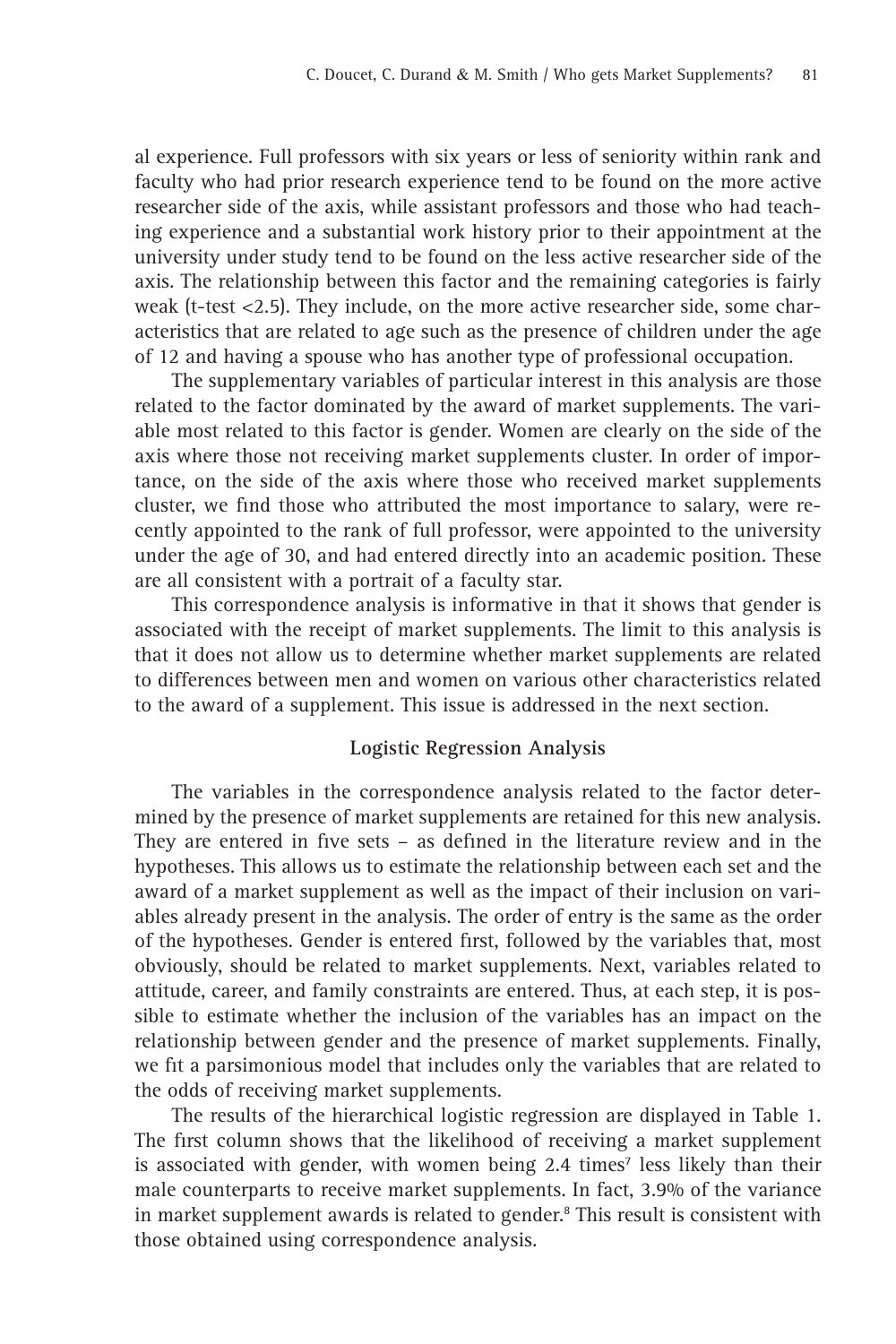al experience. Full professors with six years or less of seniority within rank and faculty who had prior research experience tend to be found on the more active researcher side of the axis, while assistant professors and those who had teaching experience and a substantial work history prior to their appointment at the university under study tend to be found on the less active researcher side of the axis. The relationship between this factor and the remaining categories is fairly weak (t-test <2.5). They include, on the more active researcher side, some characteristics that are related to age such as the presence of children under the age of 12 and having a spouse who has another type of professional occupation.

The supplementary variables of particular interest in this analysis are those related to the factor dominated by the award of market supplements. The variable most related to this factor is gender. Women are clearly on the side of the axis where those not receiving market supplements cluster. In order of importance, on the side of the axis where those who received market supplements cluster, we find those who attributed the most importance to salary, were recently appointed to the rank of full professor, were appointed to the university under the age of 30, and had entered directly into an academic position. These are all consistent with a portrait of a faculty star.

This correspondence analysis is informative in that it shows that gender is associated with the receipt of market supplements. The limit to this analysis is that it does not allow us to determine whether market supplements are related to differences between men and women on various other characteristics related to the award of a supplement. This issue is addressed in the next section.

### Logistic Regression Analysis

The variables in the correspondence analysis related to the factor determined by the presence of market supplements are retained for this new analysis. They are entered in five sets – as defined in the literature review and in the hypotheses. This allows us to estimate the relationship between each set and the award of a market supplement as well as the impact of their inclusion on variables already present in the analysis. The order of entry is the same as the order of the hypotheses. Gender is entered first, followed by the variables that, most obviously, should be related to market supplements. Next, variables related to attitude, career, and family constraints are entered. Thus, at each step, it is possible to estimate whether the inclusion of the variables has an impact on the relationship between gender and the presence of market supplements. Finally, we fit a parsimonious model that includes only the variables that are related to the odds of receiving market supplements.

The results of the hierarchical logistic regression are displayed in Table 1. The first column shows that the likelihood of receiving a market supplement is associated with gender, with women being 2.4 times[7] less likely than their male counterparts to receive market supplements. In fact, 3.9% of the variance in market supplement awards is related to gender.[8] This result is consistent with those obtained using correspondence analysis.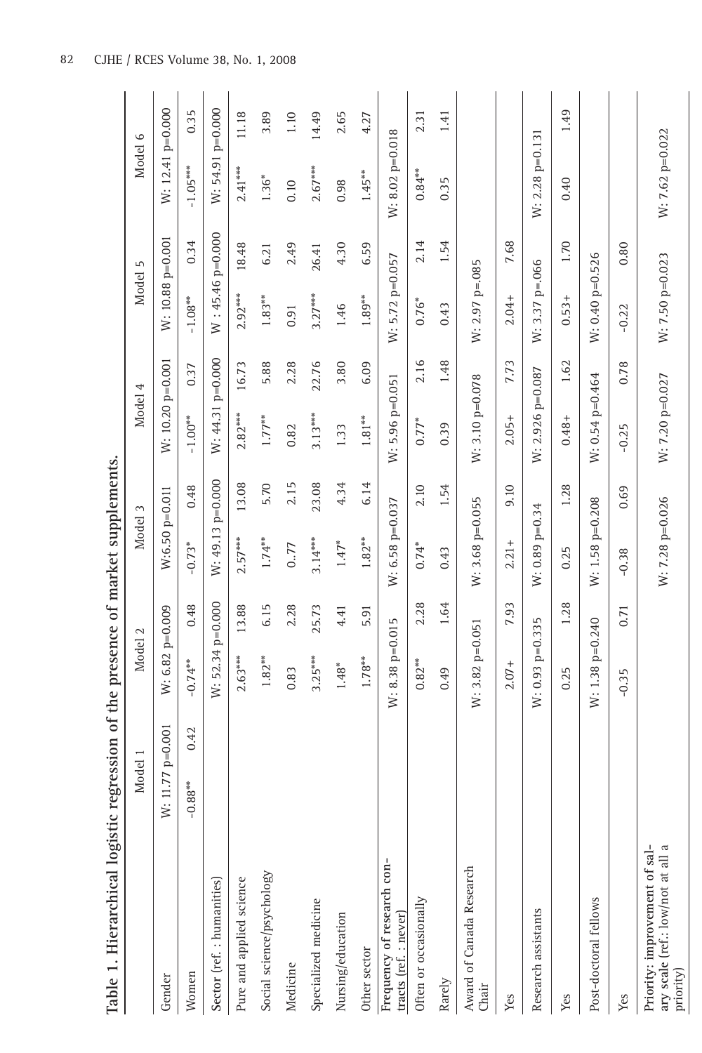**Table 1. Hierarchical logistic regression of the presence of market supplements.**

| | Model 1 | | Model 2 | | Model 3 | | Model 4 | | Model 5 | | Model 6 | |
|---|---|---|---|---|---|---|---|---|---|---|---|---|
| Gender | W: 11.77 p=0.001 | | W: 6.82 p=0.009 | | W:6.50 p=0.011 | | W: 10.20 p=0.001 | | W: 10.88 p=0.001 | | W: 12.41 p=0.000 | |
| Women | -0.88** | 0.42 | -0.74** | 0.48 | -0.73* | 0.48 | -1.00** | 0.37 | -1.08** | 0.34 | -1.05*** | 0.35 |
| **Sector** (ref. : humanities) | | | W: 52.34 p=0.000 | | W: 49.13 p=0.000 | | W: 44.31 p=0.000 | | W : 45.46 p=0.000 | | W: 54.91 p=0.000 | |
| Pure and applied science | | | 2.63*** | 13.88 | 2.57*** | 13.08 | 2.82*** | 16.73 | 2.92*** | 18.48 | 2.41*** | 11.18 |
| Social science/psychology | | | 1.82** | 6.15 | 1.74** | 5.70 | 1.77** | 5.88 | 1.83** | 6.21 | 1.36* | 3.89 |
| Medicine | | | 0.83 | 2.28 | 0..77 | 2.15 | 0.82 | 2.28 | 0.91 | 2.49 | 0.10 | 1.10 |
| Specialized medicine | | | 3.25*** | 25.73 | 3.14*** | 23.08 | 3.13*** | 22.76 | 3.27*** | 26.41 | 2.67*** | 14.49 |
| Nursing/education | | | 1.48* | 4.41 | 1.47* | 4.34 | 1.33 | 3.80 | 1.46 | 4.30 | 0.98 | 2.65 |
| Other sector | | | 1.78** | 5.91 | 1.82** | 6.14 | 1.81** | 6.09 | 1.89** | 6.59 | 1.45** | 4.27 |
| Frequency of research contracts (ref. : never) | | | W: 8.38 p=0.015 | | W: 6.58 p=0.037 | | W: 5.96 p=0.051 | | W: 5.72 p=0.057 | | W: 8.02 p=0.018 | |
| Often or occasionally | | | 0.82** | 2.28 | 0.74* | 2.10 | 0.77* | 2.16 | 0.76* | 2.14 | 0.84** | 2.31 |
| Rarely | | | 0.49 | 1.64 | 0.43 | 1.54 | 0.39 | 1.48 | 0.43 | 1.54 | 0.35 | 1.41 |
| Award of Canada Research Chair | | | W: 3.82 p=0.051 | | W: 3.68 p=0.055 | | W: 3.10 p=0.078 | | W: 2.97 p=.085 | | | |
| Yes | | | 2.07+ | 7.93 | 2.21+ | 9.10 | 2.05+ | 7.73 | 2.04+ | 7.68 | | |
| Research assistants | | | W: 0.93 p=0.335 | | W: 0.89 p=0.34 | | W: 2.926 p=0.087 | | W: 3.37 p=.066 | | W: 2.28 p=0.131 | |
| Yes | | | 0.25 | 1.28 | 0.25 | 1.28 | 0.48+ | 1.62 | 0.53+ | 1.70 | 0.40 | 1.49 |
| Post-doctoral fellows | | | W: 1.38 p=0.240 | | W: 1.58 p=0.208 | | W: 0.54 p=0.464 | | W: 0.40 p=0.526 | | | |
| Yes | | | -0.35 | 0.71 | -0.38 | 0.69 | -0.25 | 0.78 | -0.22 | 0.80 | | |
| Priority: improvement of salary scale (ref.: low/not at all a priority) | | | | | W: 7.28 p=0.026 | | W: 7.20 p=0.027 | | W: 7.50 p=0.023 | | W: 7.62 p=0.022 | |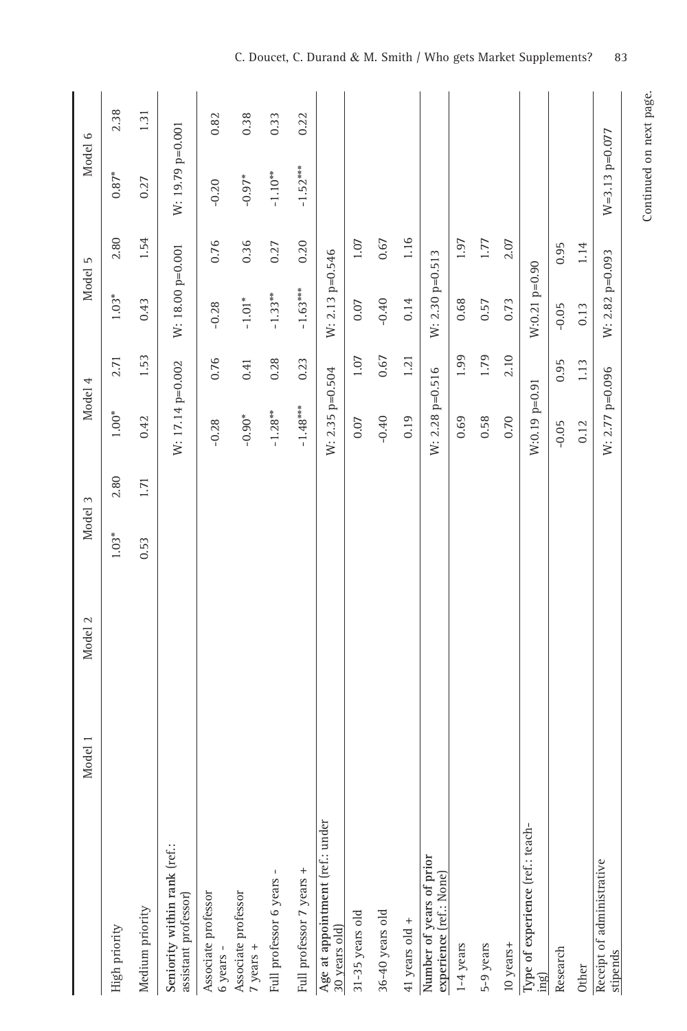| | Model 1 | | Model 2 | | Model 3 | | Model 4 | | Model 5 | | Model 6 | |
|---|---|---|---|---|---|---|---|---|---|---|---|---|
| High priority | | | | | 1.03* | 2.80 | 1.00* | 2.71 | 1.03* | 2.80 | 0.87* | 2.38 |
| Medium priority | | | | | 0.53 | 1.71 | 0.42 | 1.53 | 0.43 | 1.54 | 0.27 | 1.31 |
| **Seniority within rank** (ref.: assistant professor) | | | | | | | W: 17.14 p=0.002 | | W: 18.00 p=0.001 | | W: 19.79 p=0.001 | |
| Associate professor 6 years - | | | | | | | -0.28 | 0.76 | -0.28 | 0.76 | -0.20 | 0.82 |
| Associate professor 7 years + | | | | | | | -0.90* | 0.41 | -1.01* | 0.36 | -0.97* | 0.38 |
| Full professor 6 years - | | | | | | | -1.28** | 0.28 | -1.33** | 0.27 | -1.10** | 0.33 |
| Full professor 7 years + | | | | | | | -1.48*** | 0.23 | -1.63*** | 0.20 | -1.52*** | 0.22 |
| **Age at appointment** (ref.: under 30 years old) | | | | | | | W: 2.35 p=0.504 | | W: 2.13 p=0.546 | | | |
| 31-35 years old | | | | | | | 0.07 | 1.07 | 0.07 | 1.07 | | |
| 36-40 years old | | | | | | | -0.40 | 0.67 | -0.40 | 0.67 | | |
| 41 years old + | | | | | | | 0.19 | 1.21 | 0.14 | 1.16 | | |
| **Number of years of prior experience** (ref.: None) | | | | | | | W: 2.28 p=0.516 | | W: 2.30 p=0.513 | | | |
| 1-4 years | | | | | | | 0.69 | 1.99 | 0.68 | 1.97 | | |
| 5-9 years | | | | | | | 0.58 | 1.79 | 0.57 | 1.77 | | |
| 10 years+ | | | | | | | 0.70 | 2.10 | 0.73 | 2.07 | | |
| **Type of experience** (ref.: teaching) | | | | | | | W:0.19 p=0.91 | | W:0.21 p=0.90 | | | |
| Research | | | | | | | -0.05 | 0.95 | -0.05 | 0.95 | | |
| Other | | | | | | | 0.12 | 1.13 | 0.13 | 1.14 | | |
| Receipt of administrative stipends | | | | | | | W: 2.77 p=0.096 | | W: 2.82 p=0.093 | | W=3.13 p=0.077 | |

Continued on next page.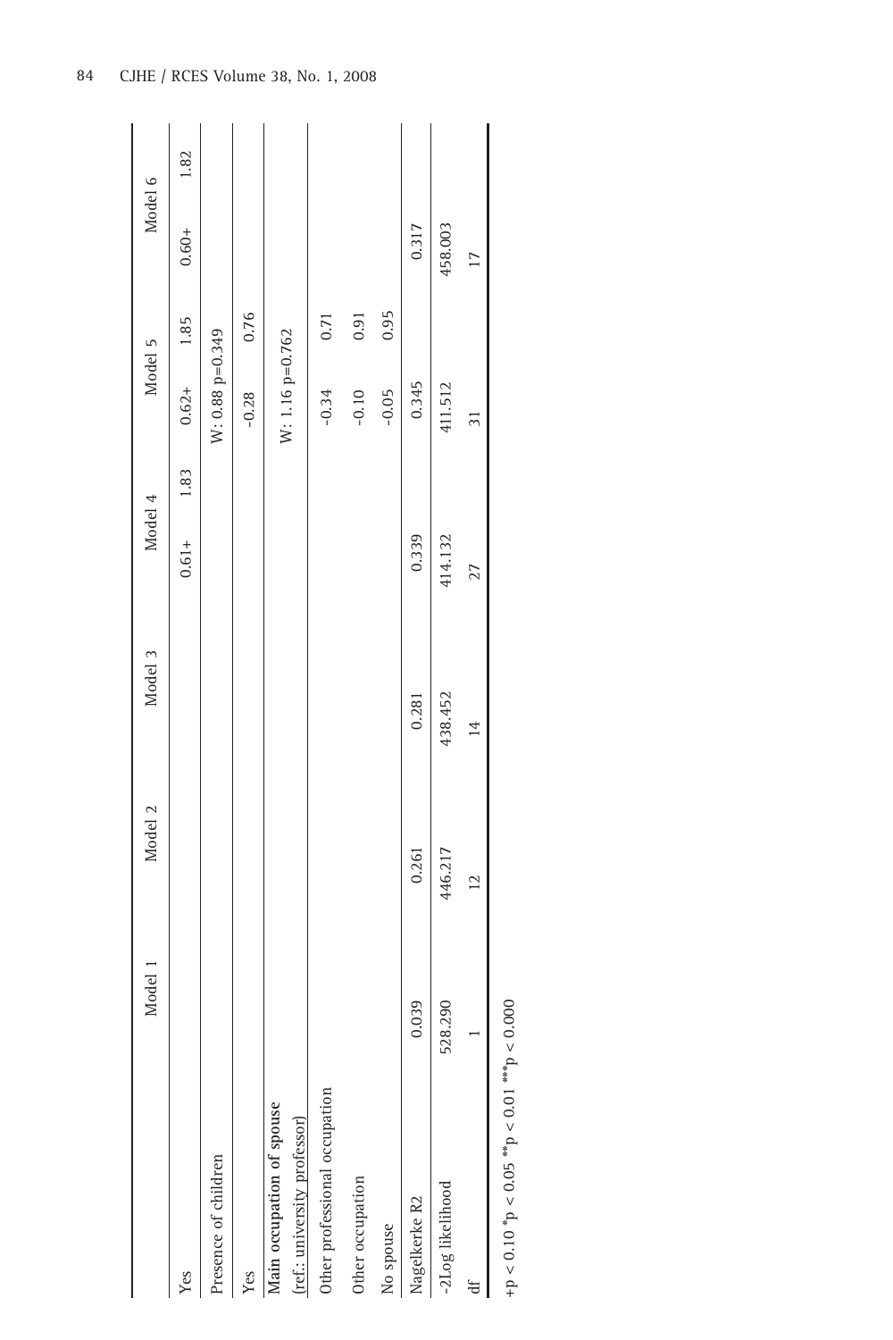|  | Model 1 |  | Model 2 |  | Model 3 |  | Model 4 |  | Model 5 |  | Model 6 |  |
|---|---|---|---|---|---|---|---|---|---|---|---|---|
| Yes |  |  |  |  |  |  | 0.61+ | 1.83 | 0.62+ | 1.85 | 0.60+ | 1.82 |
| Presence of children |  |  |  |  |  |  |  |  | W: 0.88 p=0.349 |  |  |  |
| Yes |  |  |  |  |  |  |  |  | -0.28 | 0.76 |  |  |
| Main occupation of spouse (ref.: university professor) |  |  |  |  |  |  |  |  | W: 1.16 p=0.762 |  |  |  |
| Other professional occupation |  |  |  |  |  |  |  |  | -0.34 | 0.71 |  |  |
| Other occupation |  |  |  |  |  |  |  |  | -0.10 | 0.91 |  |  |
| No spouse |  |  |  |  |  |  |  |  | -0.05 | 0.95 |  |  |
| Nagelkerke R2 | 0.039 |  | 0.261 |  | 0.281 |  | 0.339 |  | 0.345 |  | 0.317 |  |
| -2Log likelihood | 528.290 |  | 446.217 |  | 438.452 |  | 414.132 |  | 411.512 |  | 458.003 |  |
| df | 1 |  | 12 |  | 14 |  | 27 |  | 31 |  | 17 |  |

+p < 0.10 *p < 0.05 **p < 0.01 ***p < 0.000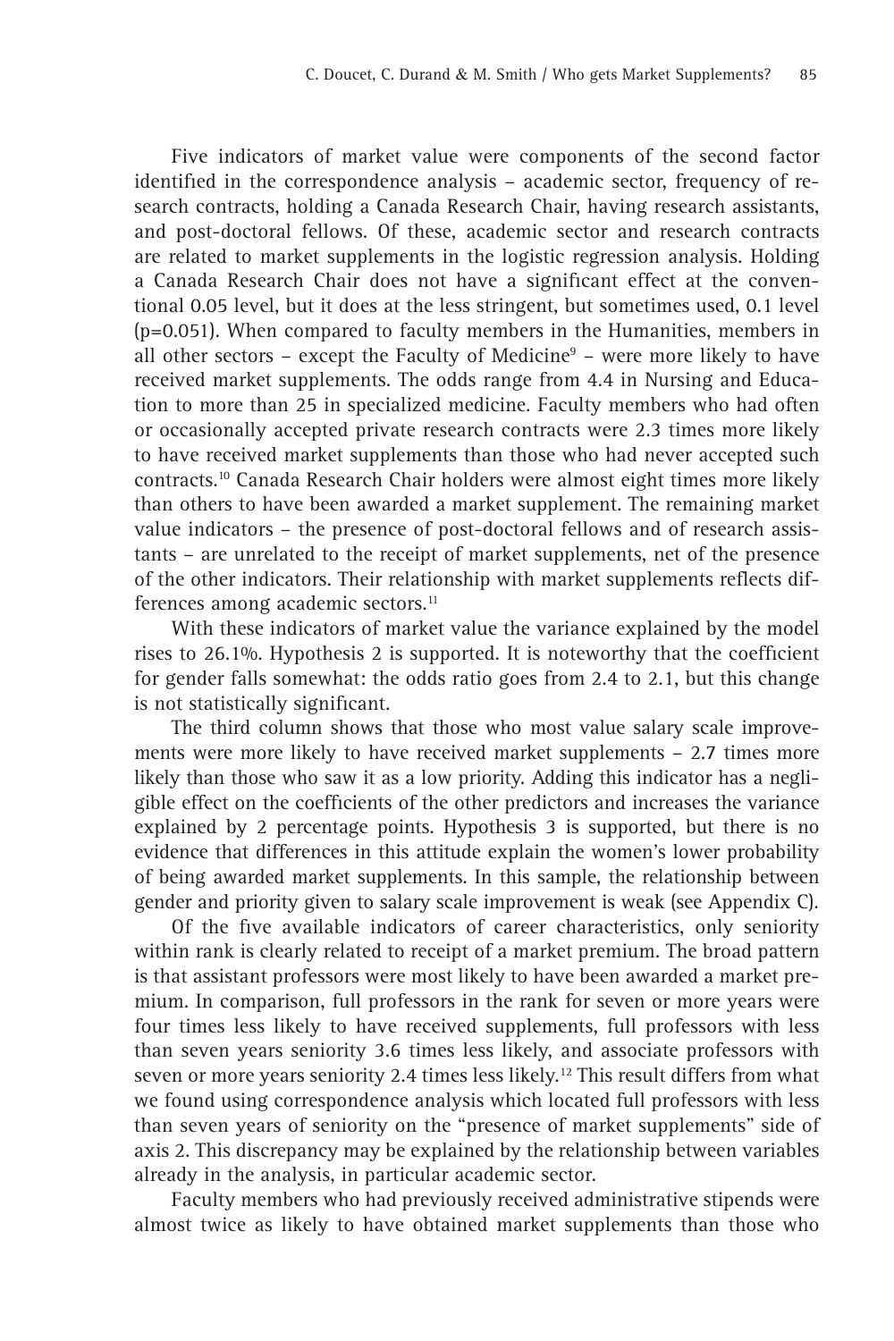Five indicators of market value were components of the second factor identified in the correspondence analysis – academic sector, frequency of research contracts, holding a Canada Research Chair, having research assistants, and post-doctoral fellows. Of these, academic sector and research contracts are related to market supplements in the logistic regression analysis. Holding a Canada Research Chair does not have a significant effect at the conventional 0.05 level, but it does at the less stringent, but sometimes used, 0.1 level (p=0.051). When compared to faculty members in the Humanities, members in all other sectors – except the Faculty of Medicine[9] – were more likely to have received market supplements. The odds range from 4.4 in Nursing and Education to more than 25 in specialized medicine. Faculty members who had often or occasionally accepted private research contracts were 2.3 times more likely to have received market supplements than those who had never accepted such contracts.[10] Canada Research Chair holders were almost eight times more likely than others to have been awarded a market supplement. The remaining market value indicators – the presence of post-doctoral fellows and of research assistants – are unrelated to the receipt of market supplements, net of the presence of the other indicators. Their relationship with market supplements reflects differences among academic sectors.[11]

With these indicators of market value the variance explained by the model rises to 26.1%. Hypothesis 2 is supported. It is noteworthy that the coefficient for gender falls somewhat: the odds ratio goes from 2.4 to 2.1, but this change is not statistically significant.

The third column shows that those who most value salary scale improvements were more likely to have received market supplements – 2.7 times more likely than those who saw it as a low priority. Adding this indicator has a negligible effect on the coefficients of the other predictors and increases the variance explained by 2 percentage points. Hypothesis 3 is supported, but there is no evidence that differences in this attitude explain the women's lower probability of being awarded market supplements. In this sample, the relationship between gender and priority given to salary scale improvement is weak (see Appendix C).

Of the five available indicators of career characteristics, only seniority within rank is clearly related to receipt of a market premium. The broad pattern is that assistant professors were most likely to have been awarded a market premium. In comparison, full professors in the rank for seven or more years were four times less likely to have received supplements, full professors with less than seven years seniority 3.6 times less likely, and associate professors with seven or more years seniority 2.4 times less likely.[12] This result differs from what we found using correspondence analysis which located full professors with less than seven years of seniority on the "presence of market supplements" side of axis 2. This discrepancy may be explained by the relationship between variables already in the analysis, in particular academic sector.

Faculty members who had previously received administrative stipends were almost twice as likely to have obtained market supplements than those who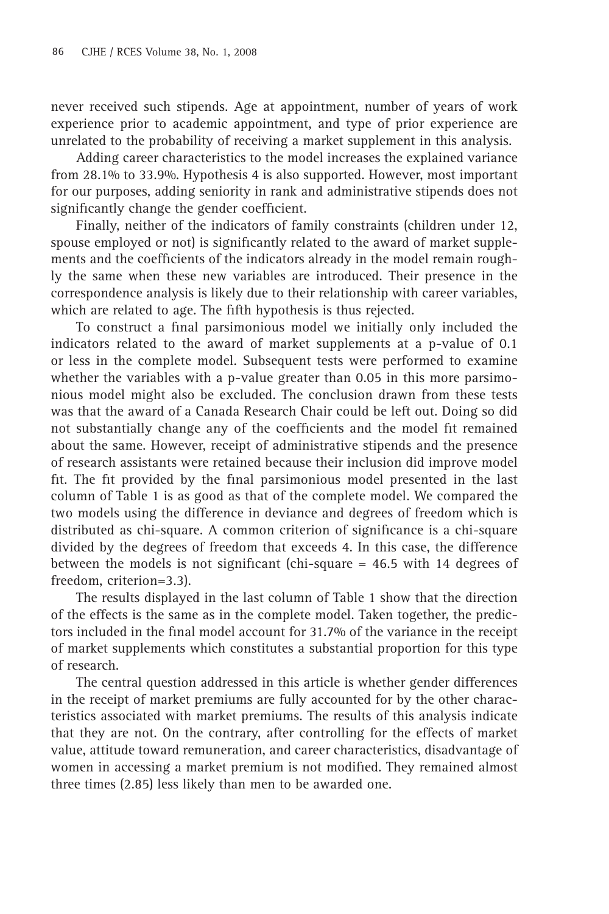never received such stipends. Age at appointment, number of years of work experience prior to academic appointment, and type of prior experience are unrelated to the probability of receiving a market supplement in this analysis.

Adding career characteristics to the model increases the explained variance from 28.1% to 33.9%. Hypothesis 4 is also supported. However, most important for our purposes, adding seniority in rank and administrative stipends does not significantly change the gender coefficient.

Finally, neither of the indicators of family constraints (children under 12, spouse employed or not) is significantly related to the award of market supplements and the coefficients of the indicators already in the model remain roughly the same when these new variables are introduced. Their presence in the correspondence analysis is likely due to their relationship with career variables, which are related to age. The fifth hypothesis is thus rejected.

To construct a final parsimonious model we initially only included the indicators related to the award of market supplements at a p-value of 0.1 or less in the complete model. Subsequent tests were performed to examine whether the variables with a p-value greater than 0.05 in this more parsimonious model might also be excluded. The conclusion drawn from these tests was that the award of a Canada Research Chair could be left out. Doing so did not substantially change any of the coefficients and the model fit remained about the same. However, receipt of administrative stipends and the presence of research assistants were retained because their inclusion did improve model fit. The fit provided by the final parsimonious model presented in the last column of Table 1 is as good as that of the complete model. We compared the two models using the difference in deviance and degrees of freedom which is distributed as chi-square. A common criterion of significance is a chi-square divided by the degrees of freedom that exceeds 4. In this case, the difference between the models is not significant (chi-square = 46.5 with 14 degrees of freedom, criterion=3.3).

The results displayed in the last column of Table 1 show that the direction of the effects is the same as in the complete model. Taken together, the predictors included in the final model account for 31.7% of the variance in the receipt of market supplements which constitutes a substantial proportion for this type of research.

The central question addressed in this article is whether gender differences in the receipt of market premiums are fully accounted for by the other characteristics associated with market premiums. The results of this analysis indicate that they are not. On the contrary, after controlling for the effects of market value, attitude toward remuneration, and career characteristics, disadvantage of women in accessing a market premium is not modified. They remained almost three times (2.85) less likely than men to be awarded one.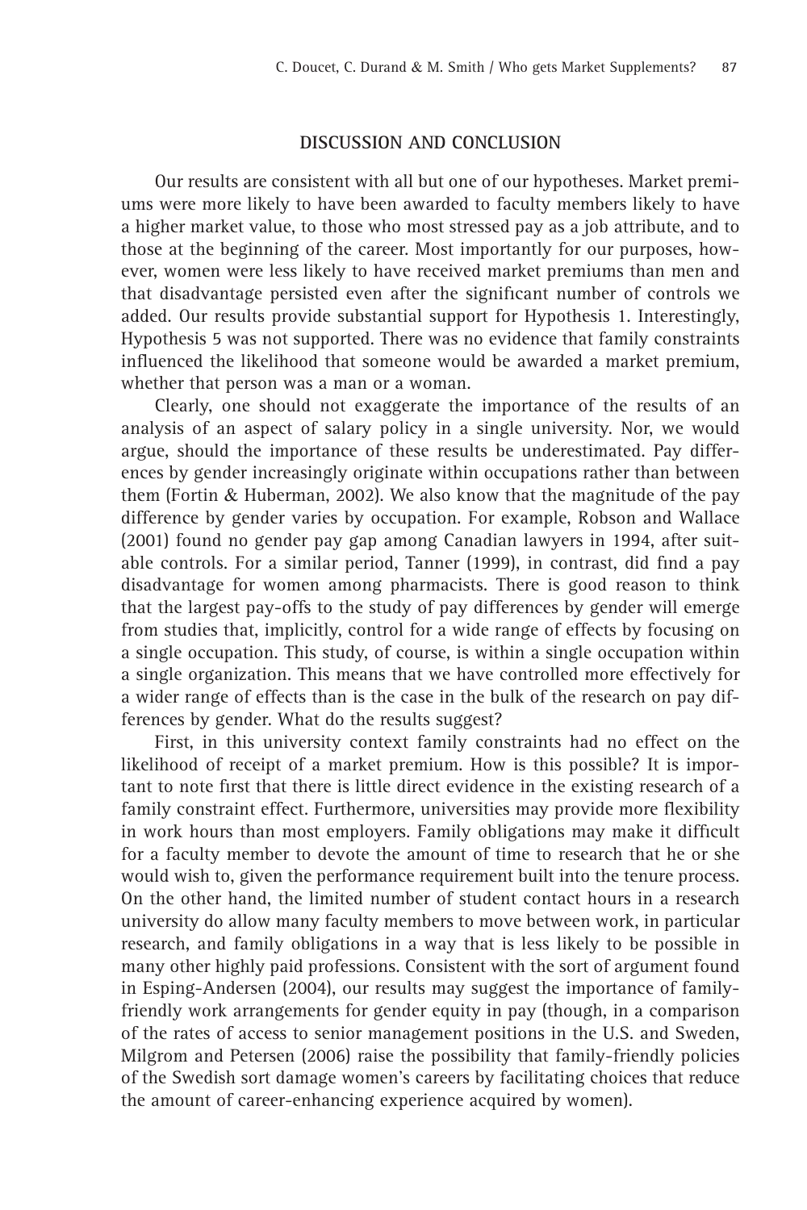## DISCUSSION AND CONCLUSION

Our results are consistent with all but one of our hypotheses. Market premiums were more likely to have been awarded to faculty members likely to have a higher market value, to those who most stressed pay as a job attribute, and to those at the beginning of the career. Most importantly for our purposes, however, women were less likely to have received market premiums than men and that disadvantage persisted even after the significant number of controls we added. Our results provide substantial support for Hypothesis 1. Interestingly, Hypothesis 5 was not supported. There was no evidence that family constraints influenced the likelihood that someone would be awarded a market premium, whether that person was a man or a woman.

Clearly, one should not exaggerate the importance of the results of an analysis of an aspect of salary policy in a single university. Nor, we would argue, should the importance of these results be underestimated. Pay differences by gender increasingly originate within occupations rather than between them (Fortin & Huberman, 2002). We also know that the magnitude of the pay difference by gender varies by occupation. For example, Robson and Wallace (2001) found no gender pay gap among Canadian lawyers in 1994, after suitable controls. For a similar period, Tanner (1999), in contrast, did find a pay disadvantage for women among pharmacists. There is good reason to think that the largest pay-offs to the study of pay differences by gender will emerge from studies that, implicitly, control for a wide range of effects by focusing on a single occupation. This study, of course, is within a single occupation within a single organization. This means that we have controlled more effectively for a wider range of effects than is the case in the bulk of the research on pay differences by gender. What do the results suggest?

First, in this university context family constraints had no effect on the likelihood of receipt of a market premium. How is this possible? It is important to note first that there is little direct evidence in the existing research of a family constraint effect. Furthermore, universities may provide more flexibility in work hours than most employers. Family obligations may make it difficult for a faculty member to devote the amount of time to research that he or she would wish to, given the performance requirement built into the tenure process. On the other hand, the limited number of student contact hours in a research university do allow many faculty members to move between work, in particular research, and family obligations in a way that is less likely to be possible in many other highly paid professions. Consistent with the sort of argument found in Esping-Andersen (2004), our results may suggest the importance of family-friendly work arrangements for gender equity in pay (though, in a comparison of the rates of access to senior management positions in the U.S. and Sweden, Milgrom and Petersen (2006) raise the possibility that family-friendly policies of the Swedish sort damage women's careers by facilitating choices that reduce the amount of career-enhancing experience acquired by women).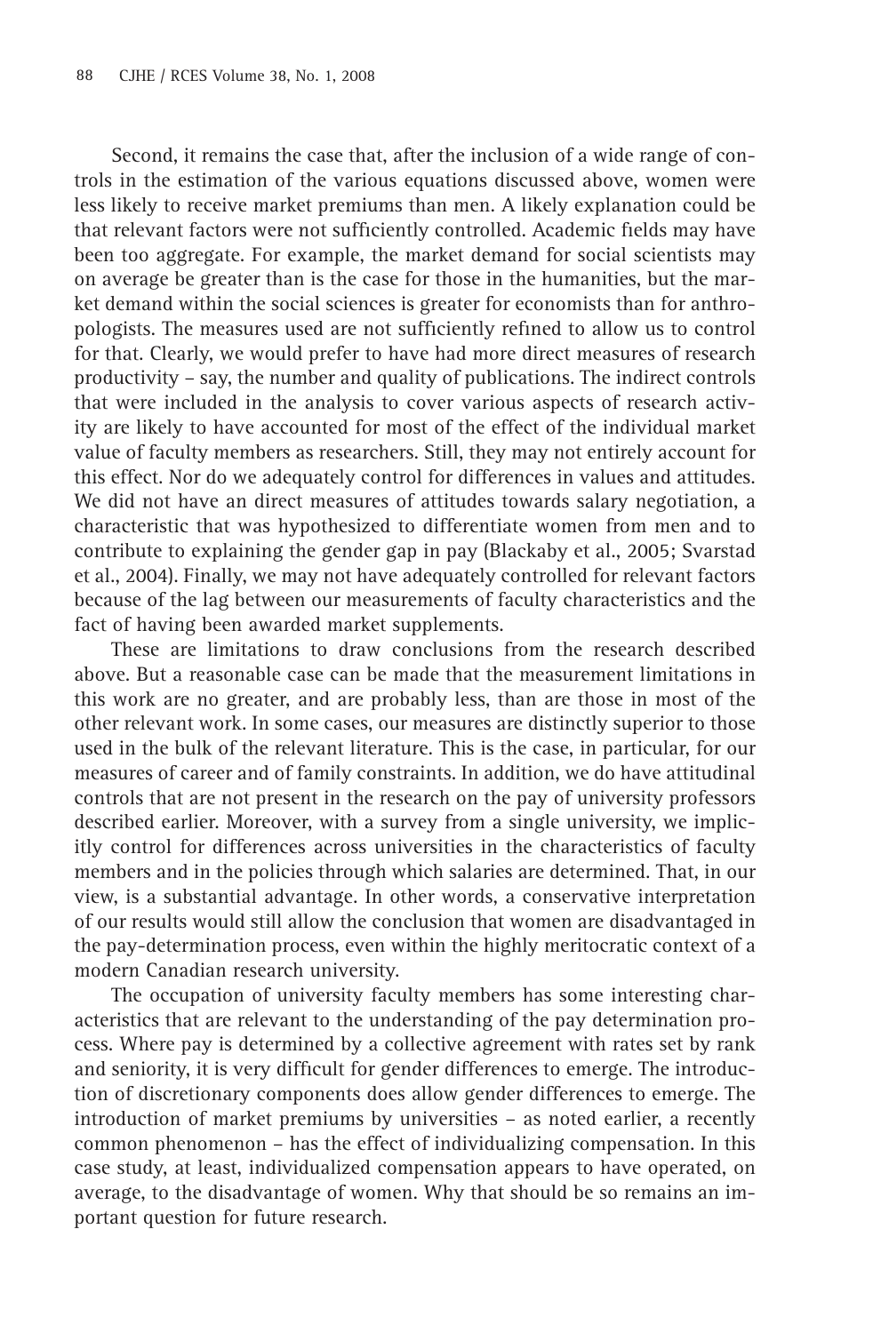Second, it remains the case that, after the inclusion of a wide range of controls in the estimation of the various equations discussed above, women were less likely to receive market premiums than men. A likely explanation could be that relevant factors were not sufficiently controlled. Academic fields may have been too aggregate. For example, the market demand for social scientists may on average be greater than is the case for those in the humanities, but the market demand within the social sciences is greater for economists than for anthropologists. The measures used are not sufficiently refined to allow us to control for that. Clearly, we would prefer to have had more direct measures of research productivity – say, the number and quality of publications. The indirect controls that were included in the analysis to cover various aspects of research activity are likely to have accounted for most of the effect of the individual market value of faculty members as researchers. Still, they may not entirely account for this effect. Nor do we adequately control for differences in values and attitudes. We did not have an direct measures of attitudes towards salary negotiation, a characteristic that was hypothesized to differentiate women from men and to contribute to explaining the gender gap in pay (Blackaby et al., 2005; Svarstad et al., 2004). Finally, we may not have adequately controlled for relevant factors because of the lag between our measurements of faculty characteristics and the fact of having been awarded market supplements.

These are limitations to draw conclusions from the research described above. But a reasonable case can be made that the measurement limitations in this work are no greater, and are probably less, than are those in most of the other relevant work. In some cases, our measures are distinctly superior to those used in the bulk of the relevant literature. This is the case, in particular, for our measures of career and of family constraints. In addition, we do have attitudinal controls that are not present in the research on the pay of university professors described earlier. Moreover, with a survey from a single university, we implicitly control for differences across universities in the characteristics of faculty members and in the policies through which salaries are determined. That, in our view, is a substantial advantage. In other words, a conservative interpretation of our results would still allow the conclusion that women are disadvantaged in the pay-determination process, even within the highly meritocratic context of a modern Canadian research university.

The occupation of university faculty members has some interesting characteristics that are relevant to the understanding of the pay determination process. Where pay is determined by a collective agreement with rates set by rank and seniority, it is very difficult for gender differences to emerge. The introduction of discretionary components does allow gender differences to emerge. The introduction of market premiums by universities – as noted earlier, a recently common phenomenon – has the effect of individualizing compensation. In this case study, at least, individualized compensation appears to have operated, on average, to the disadvantage of women. Why that should be so remains an important question for future research.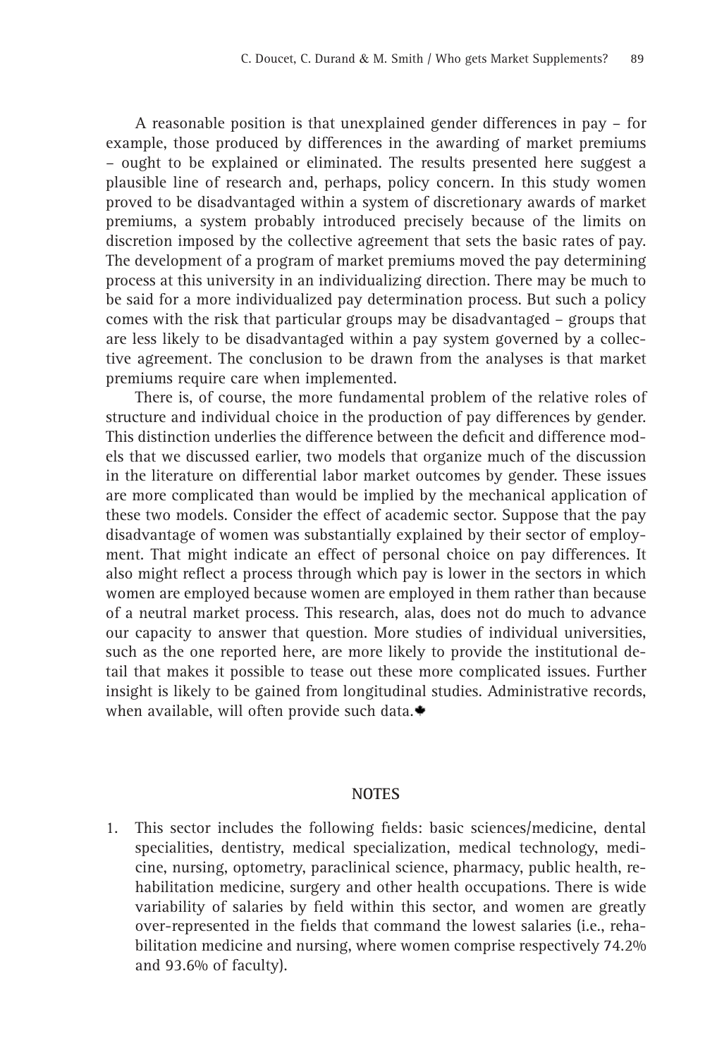A reasonable position is that unexplained gender differences in pay – for example, those produced by differences in the awarding of market premiums – ought to be explained or eliminated. The results presented here suggest a plausible line of research and, perhaps, policy concern. In this study women proved to be disadvantaged within a system of discretionary awards of market premiums, a system probably introduced precisely because of the limits on discretion imposed by the collective agreement that sets the basic rates of pay. The development of a program of market premiums moved the pay determining process at this university in an individualizing direction. There may be much to be said for a more individualized pay determination process. But such a policy comes with the risk that particular groups may be disadvantaged – groups that are less likely to be disadvantaged within a pay system governed by a collective agreement. The conclusion to be drawn from the analyses is that market premiums require care when implemented.

There is, of course, the more fundamental problem of the relative roles of structure and individual choice in the production of pay differences by gender. This distinction underlies the difference between the deficit and difference models that we discussed earlier, two models that organize much of the discussion in the literature on differential labor market outcomes by gender. These issues are more complicated than would be implied by the mechanical application of these two models. Consider the effect of academic sector. Suppose that the pay disadvantage of women was substantially explained by their sector of employment. That might indicate an effect of personal choice on pay differences. It also might reflect a process through which pay is lower in the sectors in which women are employed because women are employed in them rather than because of a neutral market process. This research, alas, does not do much to advance our capacity to answer that question. More studies of individual universities, such as the one reported here, are more likely to provide the institutional detail that makes it possible to tease out these more complicated issues. Further insight is likely to be gained from longitudinal studies. Administrative records, when available, will often provide such data.

## NOTES

1. This sector includes the following fields: basic sciences/medicine, dental specialities, dentistry, medical specialization, medical technology, medicine, nursing, optometry, paraclinical science, pharmacy, public health, rehabilitation medicine, surgery and other health occupations. There is wide variability of salaries by field within this sector, and women are greatly over-represented in the fields that command the lowest salaries (i.e., rehabilitation medicine and nursing, where women comprise respectively 74.2% and 93.6% of faculty).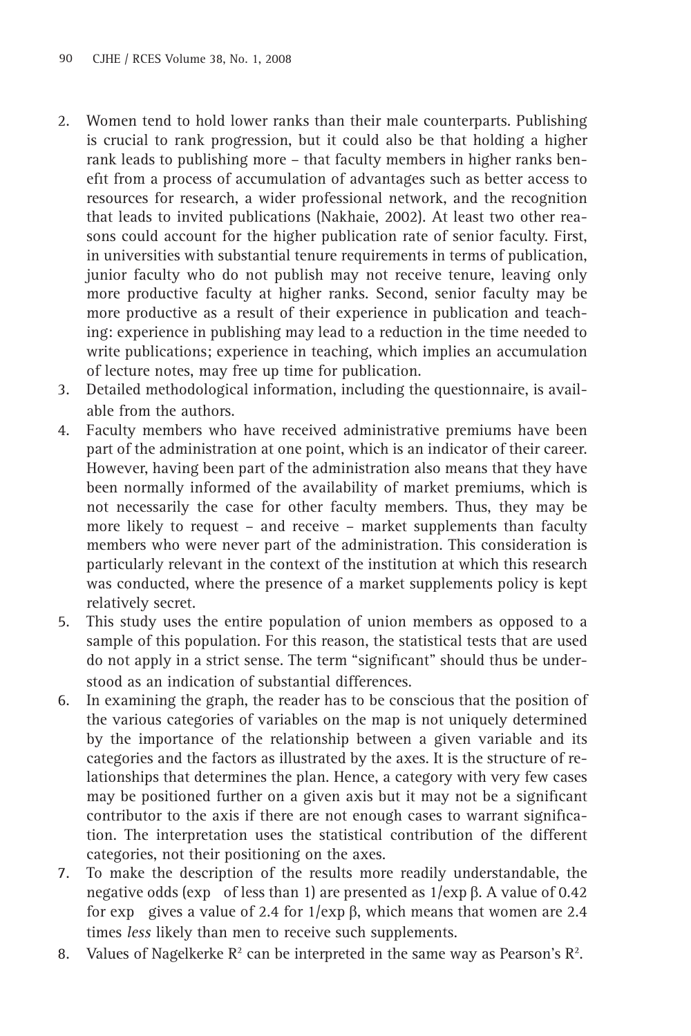2. Women tend to hold lower ranks than their male counterparts. Publishing is crucial to rank progression, but it could also be that holding a higher rank leads to publishing more – that faculty members in higher ranks benefit from a process of accumulation of advantages such as better access to resources for research, a wider professional network, and the recognition that leads to invited publications (Nakhaie, 2002). At least two other reasons could account for the higher publication rate of senior faculty. First, in universities with substantial tenure requirements in terms of publication, junior faculty who do not publish may not receive tenure, leaving only more productive faculty at higher ranks. Second, senior faculty may be more productive as a result of their experience in publication and teaching: experience in publishing may lead to a reduction in the time needed to write publications; experience in teaching, which implies an accumulation of lecture notes, may free up time for publication.
3. Detailed methodological information, including the questionnaire, is available from the authors.
4. Faculty members who have received administrative premiums have been part of the administration at one point, which is an indicator of their career. However, having been part of the administration also means that they have been normally informed of the availability of market premiums, which is not necessarily the case for other faculty members. Thus, they may be more likely to request – and receive – market supplements than faculty members who were never part of the administration. This consideration is particularly relevant in the context of the institution at which this research was conducted, where the presence of a market supplements policy is kept relatively secret.
5. This study uses the entire population of union members as opposed to a sample of this population. For this reason, the statistical tests that are used do not apply in a strict sense. The term "significant" should thus be understood as an indication of substantial differences.
6. In examining the graph, the reader has to be conscious that the position of the various categories of variables on the map is not uniquely determined by the importance of the relationship between a given variable and its categories and the factors as illustrated by the axes. It is the structure of relationships that determines the plan. Hence, a category with very few cases may be positioned further on a given axis but it may not be a significant contributor to the axis if there are not enough cases to warrant signification. The interpretation uses the statistical contribution of the different categories, not their positioning on the axes.
7. To make the description of the results more readily understandable, the negative odds (exp of less than 1) are presented as $1/\exp \beta$. A value of 0.42 for exp gives a value of 2.4 for $1/\exp \beta$, which means that women are 2.4 times *less* likely than men to receive such supplements.
8. Values of Nagelkerke $R^2$ can be interpreted in the same way as Pearson's $R^2$.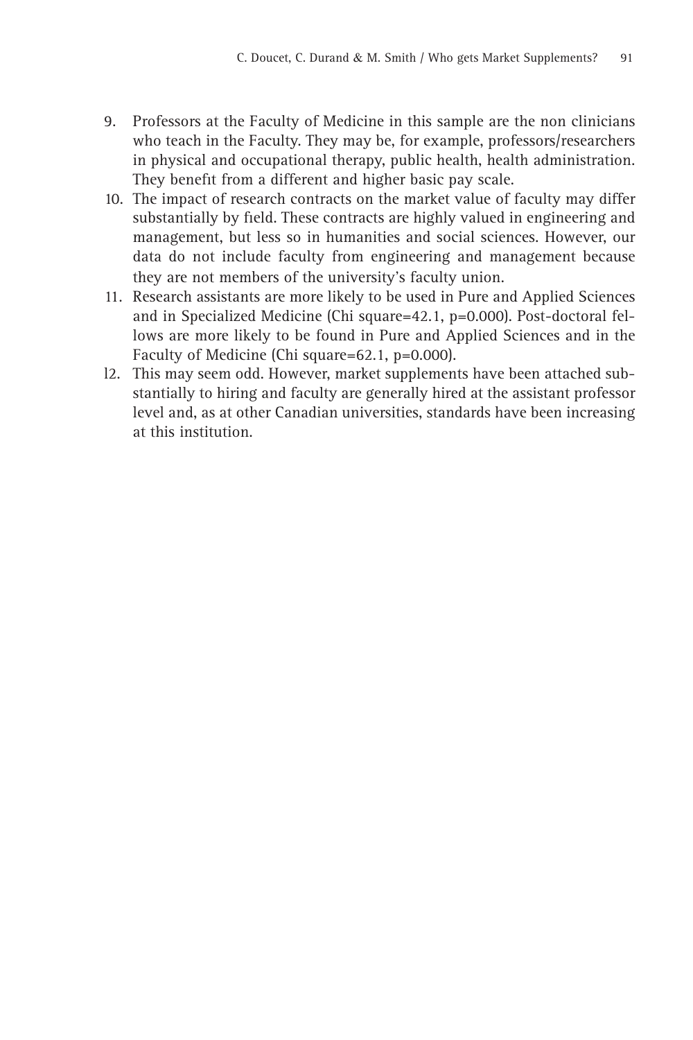9. Professors at the Faculty of Medicine in this sample are the non clinicians who teach in the Faculty. They may be, for example, professors/researchers in physical and occupational therapy, public health, health administration. They benefit from a different and higher basic pay scale.
10. The impact of research contracts on the market value of faculty may differ substantially by field. These contracts are highly valued in engineering and management, but less so in humanities and social sciences. However, our data do not include faculty from engineering and management because they are not members of the university's faculty union.
11. Research assistants are more likely to be used in Pure and Applied Sciences and in Specialized Medicine (Chi square=42.1, p=0.000). Post-doctoral fellows are more likely to be found in Pure and Applied Sciences and in the Faculty of Medicine (Chi square=62.1, p=0.000).
12. This may seem odd. However, market supplements have been attached substantially to hiring and faculty are generally hired at the assistant professor level and, as at other Canadian universities, standards have been increasing at this institution.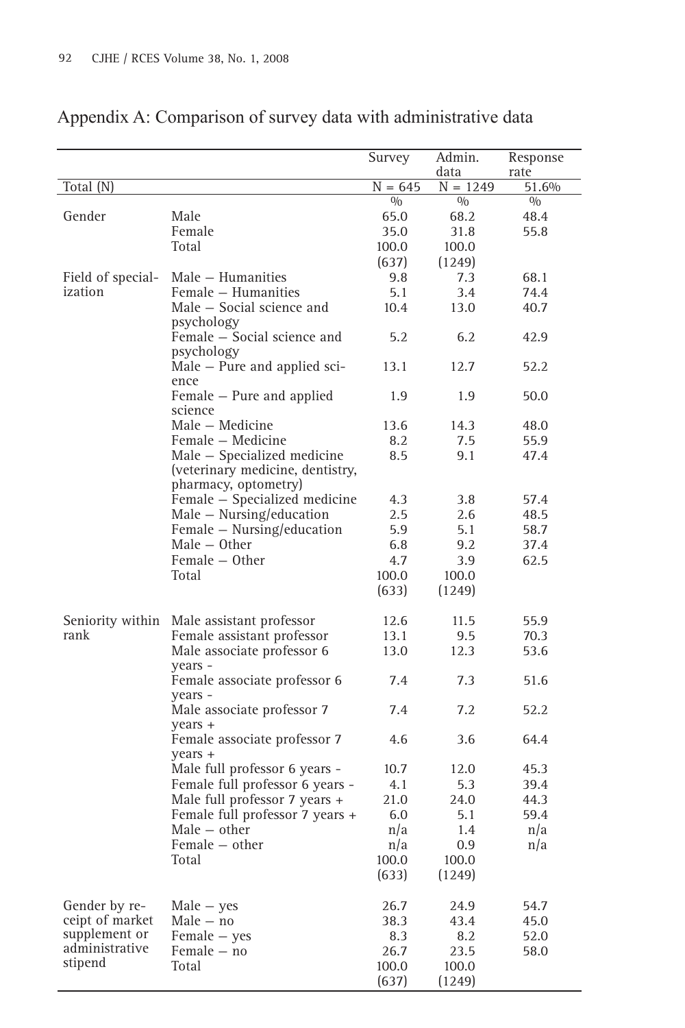## Appendix A: Comparison of survey data with administrative data

| | | Survey | Admin. data | Response rate |
|---|---|---|---|---|
| Total (N) | | N = 645 | N = 1249 | 51.6% |
| | | % | % | % |
| Gender | Male | 65.0 | 68.2 | 48.4 |
| | Female | 35.0 | 31.8 | 55.8 |
| | Total | 100.0 | 100.0 | |
| | | (637) | (1249) | |
| Field of specialization | Male – Humanities | 9.8 | 7.3 | 68.1 |
| | Female – Humanities | 5.1 | 3.4 | 74.4 |
| | Male – Social science and psychology | 10.4 | 13.0 | 40.7 |
| | Female – Social science and psychology | 5.2 | 6.2 | 42.9 |
| | Male – Pure and applied science | 13.1 | 12.7 | 52.2 |
| | Female – Pure and applied science | 1.9 | 1.9 | 50.0 |
| | Male – Medicine | 13.6 | 14.3 | 48.0 |
| | Female – Medicine | 8.2 | 7.5 | 55.9 |
| | Male – Specialized medicine (veterinary medicine, dentistry, pharmacy, optometry) | 8.5 | 9.1 | 47.4 |
| | Female – Specialized medicine | 4.3 | 3.8 | 57.4 |
| | Male – Nursing/education | 2.5 | 2.6 | 48.5 |
| | Female – Nursing/education | 5.9 | 5.1 | 58.7 |
| | Male – Other | 6.8 | 9.2 | 37.4 |
| | Female – Other | 4.7 | 3.9 | 62.5 |
| | Total | 100.0 | 100.0 | |
| | | (633) | (1249) | |
| Seniority within rank | Male assistant professor | 12.6 | 11.5 | 55.9 |
| | Female assistant professor | 13.1 | 9.5 | 70.3 |
| | Male associate professor 6 years - | 13.0 | 12.3 | 53.6 |
| | Female associate professor 6 years - | 7.4 | 7.3 | 51.6 |
| | Male associate professor 7 years + | 7.4 | 7.2 | 52.2 |
| | Female associate professor 7 years + | 4.6 | 3.6 | 64.4 |
| | Male full professor 6 years - | 10.7 | 12.0 | 45.3 |
| | Female full professor 6 years - | 4.1 | 5.3 | 39.4 |
| | Male full professor 7 years + | 21.0 | 24.0 | 44.3 |
| | Female full professor 7 years + | 6.0 | 5.1 | 59.4 |
| | Male – other | n/a | 1.4 | n/a |
| | Female – other | n/a | 0.9 | n/a |
| | Total | 100.0 | 100.0 | |
| | | (633) | (1249) | |
| Gender by receipt of market supplement or administrative stipend | Male – yes | 26.7 | 24.9 | 54.7 |
| | Male – no | 38.3 | 43.4 | 45.0 |
| | Female – yes | 8.3 | 8.2 | 52.0 |
| | Female – no | 26.7 | 23.5 | 58.0 |
| | Total | 100.0 | 100.0 | |
| | | (637) | (1249) | |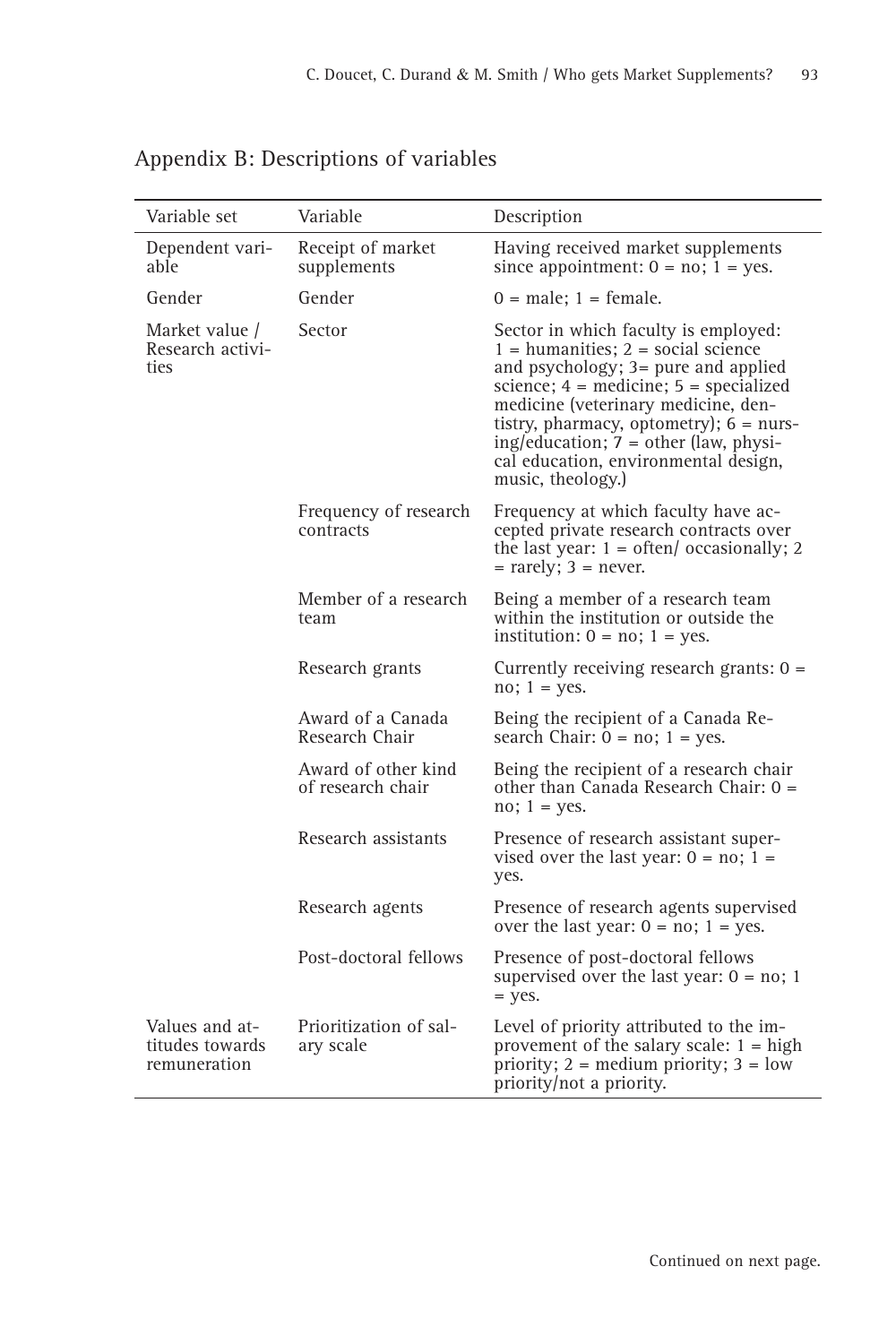## Appendix B: Descriptions of variables

| Variable set | Variable | Description |
|---|---|---|
| Dependent variable | Receipt of market supplements | Having received market supplements since appointment: 0 = no; 1 = yes. |
| Gender | Gender | 0 = male; 1 = female. |
| Market value / Research activities | Sector | Sector in which faculty is employed: 1 = humanities; 2 = social science and psychology; 3= pure and applied science; 4 = medicine; 5 = specialized medicine (veterinary medicine, dentistry, pharmacy, optometry); 6 = nursing/education; 7 = other (law, physical education, environmental design, music, theology.) |
| | Frequency of research contracts | Frequency at which faculty have accepted private research contracts over the last year: 1 = often/ occasionally; 2 = rarely; 3 = never. |
| | Member of a research team | Being a member of a research team within the institution or outside the institution: 0 = no; 1 = yes. |
| | Research grants | Currently receiving research grants: 0 = no; 1 = yes. |
| | Award of a Canada Research Chair | Being the recipient of a Canada Research Chair: 0 = no; 1 = yes. |
| | Award of other kind of research chair | Being the recipient of a research chair other than Canada Research Chair: 0 = no; 1 = yes. |
| | Research assistants | Presence of research assistant supervised over the last year: 0 = no; 1 = yes. |
| | Research agents | Presence of research agents supervised over the last year: 0 = no; 1 = yes. |
| | Post-doctoral fellows | Presence of post-doctoral fellows supervised over the last year: 0 = no; 1 = yes. |
| Values and attitudes towards remuneration | Prioritization of salary scale | Level of priority attributed to the improvement of the salary scale: 1 = high priority; 2 = medium priority; 3 = low priority/not a priority. |

Continued on next page.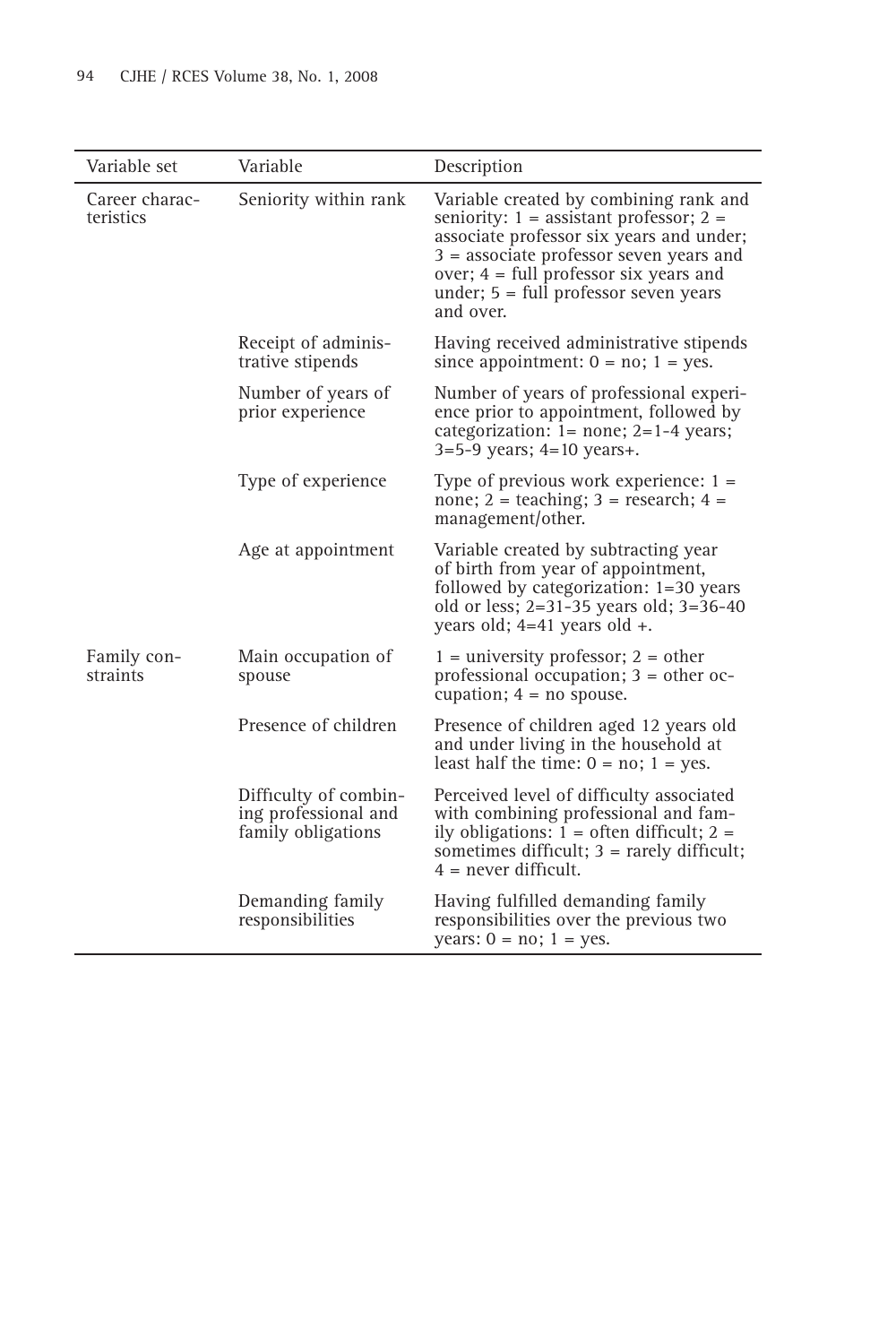| Variable set | Variable | Description |
| --- | --- | --- |
| Career characteristics | Seniority within rank | Variable created by combining rank and seniority: 1 = assistant professor; 2 = associate professor six years and under; 3 = associate professor seven years and over; 4 = full professor six years and under; 5 = full professor seven years and over. |
| | Receipt of administrative stipends | Having received administrative stipends since appointment: 0 = no; 1 = yes. |
| | Number of years of prior experience | Number of years of professional experience prior to appointment, followed by categorization: 1= none; 2=1-4 years; 3=5-9 years; 4=10 years+. |
| | Type of experience | Type of previous work experience: 1 = none; 2 = teaching; 3 = research; 4 = management/other. |
| | Age at appointment | Variable created by subtracting year of birth from year of appointment, followed by categorization: 1=30 years old or less; 2=31-35 years old; 3=36-40 years old; 4=41 years old +. |
| Family constraints | Main occupation of spouse | 1 = university professor; 2 = other professional occupation; 3 = other occupation; 4 = no spouse. |
| | Presence of children | Presence of children aged 12 years old and under living in the household at least half the time: 0 = no; 1 = yes. |
| | Difficulty of combining professional and family obligations | Perceived level of difficulty associated with combining professional and family obligations: 1 = often difficult; 2 = sometimes difficult; 3 = rarely difficult; 4 = never difficult. |
| | Demanding family responsibilities | Having fulfilled demanding family responsibilities over the previous two years: 0 = no; 1 = yes. |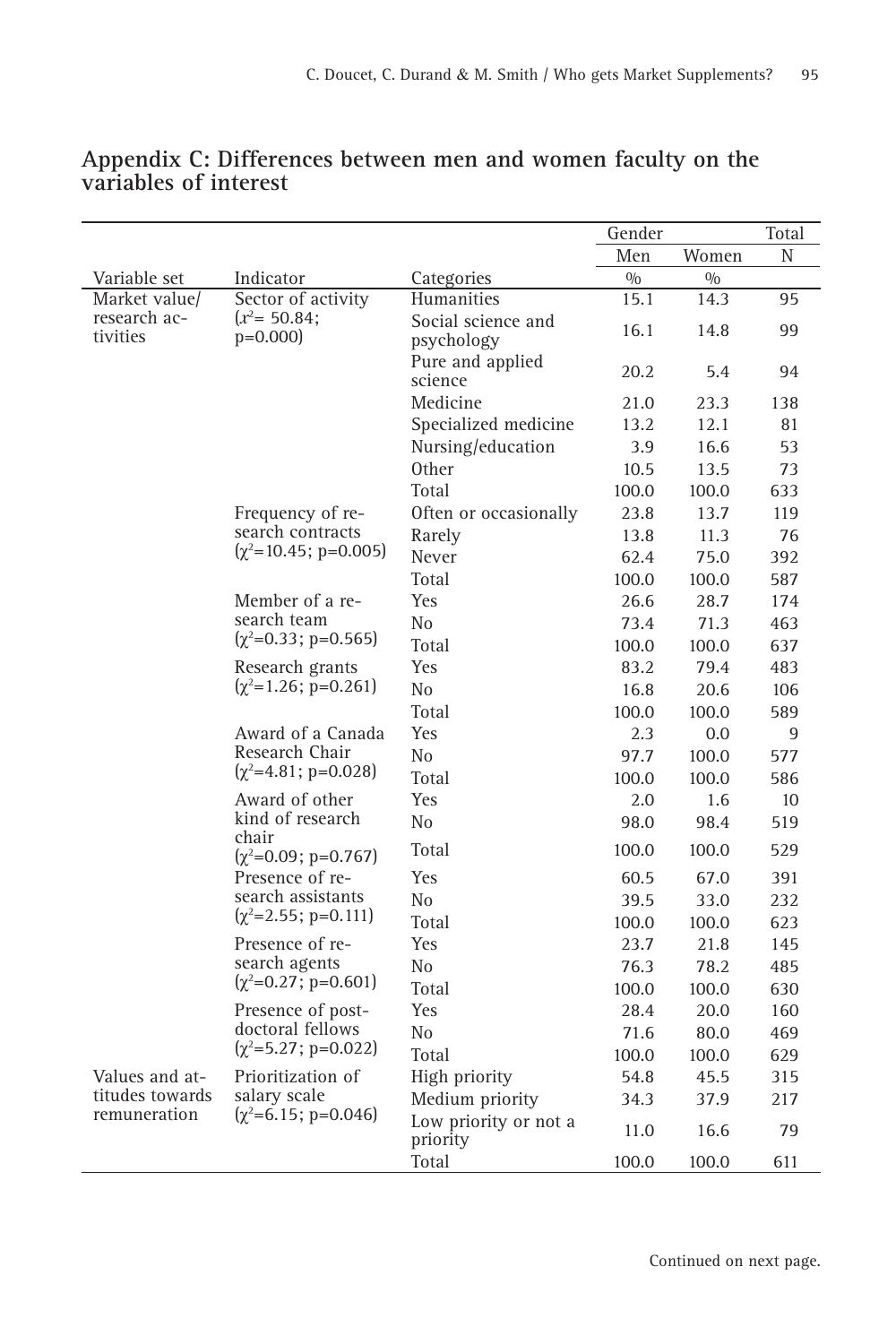## Appendix C: Differences between men and women faculty on the variables of interest

| | | | Gender | | Total |
|---|---|---|---|---|---|
| | | | Men | Women | N |
| Variable set | Indicator | Categories | % | % | |
| Market value/ research activities | Sector of activity ($x^2$= 50.84; p=0.000) | Humanities | 15.1 | 14.3 | 95 |
| | | Social science and psychology | 16.1 | 14.8 | 99 |
| | | Pure and applied science | 20.2 | 5.4 | 94 |
| | | Medicine | 21.0 | 23.3 | 138 |
| | | Specialized medicine | 13.2 | 12.1 | 81 |
| | | Nursing/education | 3.9 | 16.6 | 53 |
| | | Other | 10.5 | 13.5 | 73 |
| | | Total | 100.0 | 100.0 | 633 |
| | Frequency of research contracts ($\chi^2$=10.45; p=0.005) | Often or occasionally | 23.8 | 13.7 | 119 |
| | | Rarely | 13.8 | 11.3 | 76 |
| | | Never | 62.4 | 75.0 | 392 |
| | | Total | 100.0 | 100.0 | 587 |
| | Member of a research team ($\chi^2$=0.33; p=0.565) | Yes | 26.6 | 28.7 | 174 |
| | | No | 73.4 | 71.3 | 463 |
| | | Total | 100.0 | 100.0 | 637 |
| | Research grants ($\chi^2$=1.26; p=0.261) | Yes | 83.2 | 79.4 | 483 |
| | | No | 16.8 | 20.6 | 106 |
| | | Total | 100.0 | 100.0 | 589 |
| | Award of a Canada Research Chair ($\chi^2$=4.81; p=0.028) | Yes | 2.3 | 0.0 | 9 |
| | | No | 97.7 | 100.0 | 577 |
| | | Total | 100.0 | 100.0 | 586 |
| | Award of other kind of research chair ($\chi^2$=0.09; p=0.767) | Yes | 2.0 | 1.6 | 10 |
| | | No | 98.0 | 98.4 | 519 |
| | | Total | 100.0 | 100.0 | 529 |
| | Presence of research assistants ($\chi^2$=2.55; p=0.111) | Yes | 60.5 | 67.0 | 391 |
| | | No | 39.5 | 33.0 | 232 |
| | | Total | 100.0 | 100.0 | 623 |
| | Presence of research agents ($\chi^2$=0.27; p=0.601) | Yes | 23.7 | 21.8 | 145 |
| | | No | 76.3 | 78.2 | 485 |
| | | Total | 100.0 | 100.0 | 630 |
| | Presence of postdoctoral fellows ($\chi^2$=5.27; p=0.022) | Yes | 28.4 | 20.0 | 160 |
| | | No | 71.6 | 80.0 | 469 |
| | | Total | 100.0 | 100.0 | 629 |
| Values and attitudes towards remuneration | Prioritization of salary scale ($\chi^2$=6.15; p=0.046) | High priority | 54.8 | 45.5 | 315 |
| | | Medium priority | 34.3 | 37.9 | 217 |
| | | Low priority or not a priority | 11.0 | 16.6 | 79 |
| | | Total | 100.0 | 100.0 | 611 |

Continued on next page.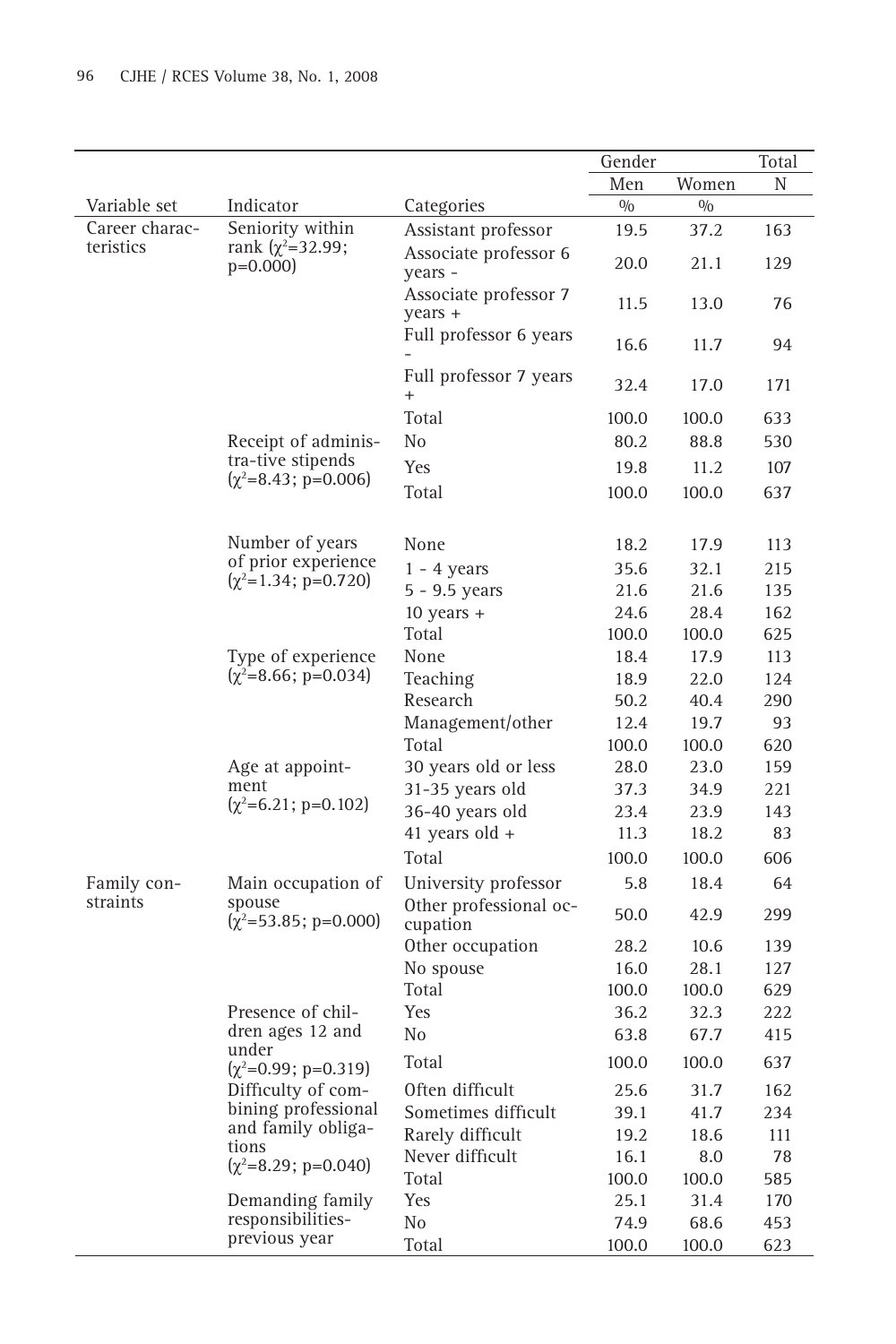| Variable set | Indicator | Categories | Gender | | Total |
|---|---|---|---|---|---|
| | | | Men | Women | N |
| | | | % | % | |
| Career characteristics | Seniority within rank ($\chi^2$=32.99; p=0.000) | Assistant professor | 19.5 | 37.2 | 163 |
| | | Associate professor 6 years - | 20.0 | 21.1 | 129 |
| | | Associate professor 7 years + | 11.5 | 13.0 | 76 |
| | | Full professor 6 years - | 16.6 | 11.7 | 94 |
| | | Full professor 7 years + | 32.4 | 17.0 | 171 |
| | | Total | 100.0 | 100.0 | 633 |
| | Receipt of administra-tive stipends ($\chi^2$=8.43; p=0.006) | No | 80.2 | 88.8 | 530 |
| | | Yes | 19.8 | 11.2 | 107 |
| | | Total | 100.0 | 100.0 | 637 |
| | Number of years of prior experience ($\chi^2$=1.34; p=0.720) | None | 18.2 | 17.9 | 113 |
| | | 1 - 4 years | 35.6 | 32.1 | 215 |
| | | 5 - 9.5 years | 21.6 | 21.6 | 135 |
| | | 10 years + | 24.6 | 28.4 | 162 |
| | | Total | 100.0 | 100.0 | 625 |
| | Type of experience ($\chi^2$=8.66; p=0.034) | None | 18.4 | 17.9 | 113 |
| | | Teaching | 18.9 | 22.0 | 124 |
| | | Research | 50.2 | 40.4 | 290 |
| | | Management/other | 12.4 | 19.7 | 93 |
| | | Total | 100.0 | 100.0 | 620 |
| | Age at appointment ($\chi^2$=6.21; p=0.102) | 30 years old or less | 28.0 | 23.0 | 159 |
| | | 31-35 years old | 37.3 | 34.9 | 221 |
| | | 36-40 years old | 23.4 | 23.9 | 143 |
| | | 41 years old + | 11.3 | 18.2 | 83 |
| | | Total | 100.0 | 100.0 | 606 |
| Family constraints | Main occupation of spouse ($\chi^2$=53.85; p=0.000) | University professor | 5.8 | 18.4 | 64 |
| | | Other professional occupation | 50.0 | 42.9 | 299 |
| | | Other occupation | 28.2 | 10.6 | 139 |
| | | No spouse | 16.0 | 28.1 | 127 |
| | | Total | 100.0 | 100.0 | 629 |
| | Presence of children ages 12 and under ($\chi^2$=0.99; p=0.319) | Yes | 36.2 | 32.3 | 222 |
| | | No | 63.8 | 67.7 | 415 |
| | | Total | 100.0 | 100.0 | 637 |
| | Difficulty of combining professional and family obligations ($\chi^2$=8.29; p=0.040) | Often difficult | 25.6 | 31.7 | 162 |
| | | Sometimes difficult | 39.1 | 41.7 | 234 |
| | | Rarely difficult | 19.2 | 18.6 | 111 |
| | | Never difficult | 16.1 | 8.0 | 78 |
| | | Total | 100.0 | 100.0 | 585 |
| | Demanding family responsibilities-previous year | Yes | 25.1 | 31.4 | 170 |
| | | No | 74.9 | 68.6 | 453 |
| | | Total | 100.0 | 100.0 | 623 |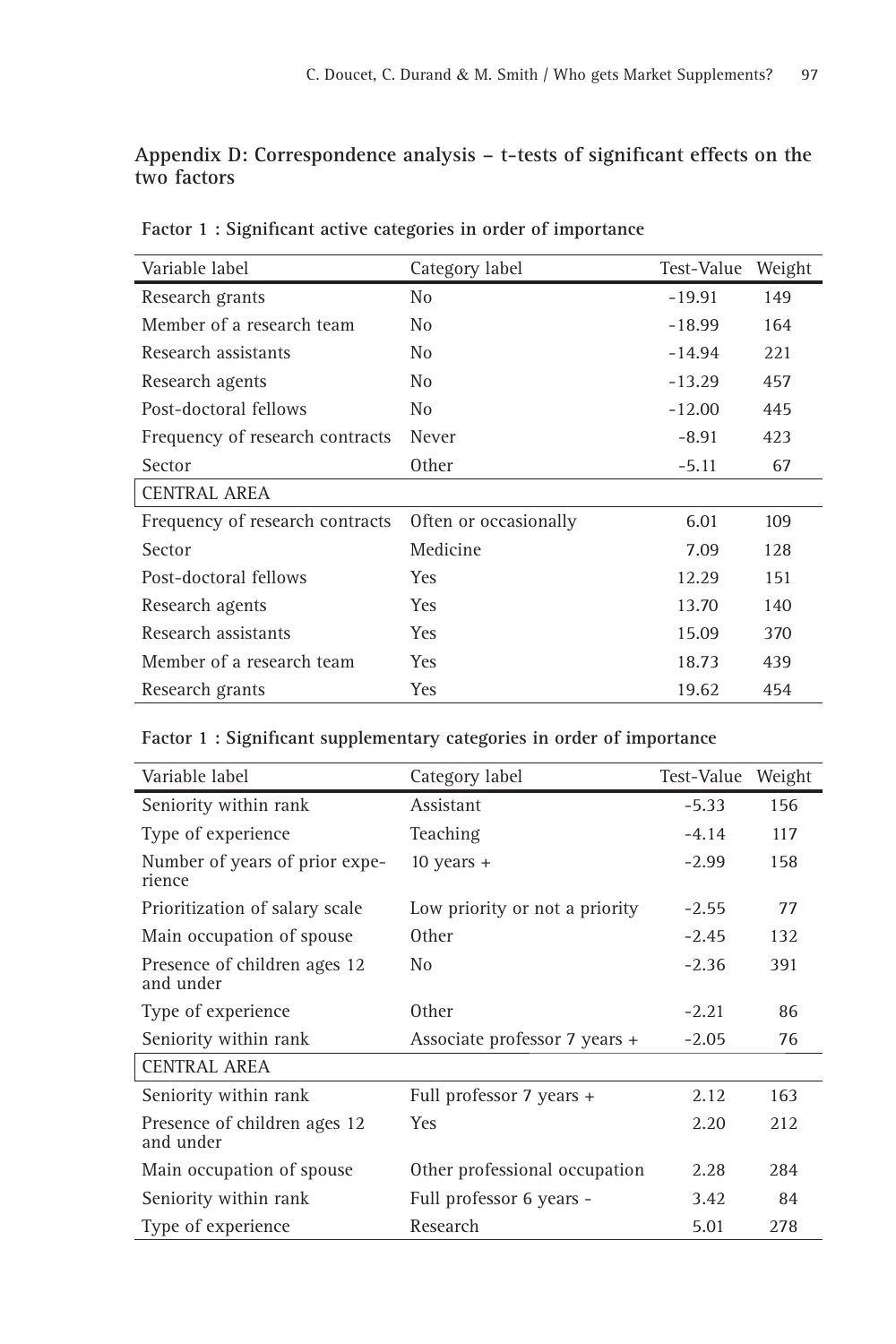## Appendix D: Correspondence analysis – t-tests of significant effects on the two factors

**Factor 1 : Significant active categories in order of importance**

| Variable label | Category label | Test-Value | Weight |
|---|---|---|---|
| Research grants | No | -19.91 | 149 |
| Member of a research team | No | -18.99 | 164 |
| Research assistants | No | -14.94 | 221 |
| Research agents | No | -13.29 | 457 |
| Post-doctoral fellows | No | -12.00 | 445 |
| Frequency of research contracts | Never | -8.91 | 423 |
| Sector | Other | -5.11 | 67 |
| CENTRAL AREA | | | |
| Frequency of research contracts | Often or occasionally | 6.01 | 109 |
| Sector | Medicine | 7.09 | 128 |
| Post-doctoral fellows | Yes | 12.29 | 151 |
| Research agents | Yes | 13.70 | 140 |
| Research assistants | Yes | 15.09 | 370 |
| Member of a research team | Yes | 18.73 | 439 |
| Research grants | Yes | 19.62 | 454 |

**Factor 1 : Significant supplementary categories in order of importance**

| Variable label | Category label | Test-Value | Weight |
|---|---|---|---|
| Seniority within rank | Assistant | -5.33 | 156 |
| Type of experience | Teaching | -4.14 | 117 |
| Number of years of prior experience | 10 years + | -2.99 | 158 |
| Prioritization of salary scale | Low priority or not a priority | -2.55 | 77 |
| Main occupation of spouse | Other | -2.45 | 132 |
| Presence of children ages 12 and under | No | -2.36 | 391 |
| Type of experience | Other | -2.21 | 86 |
| Seniority within rank | Associate professor 7 years + | -2.05 | 76 |
| CENTRAL AREA | | | |
| Seniority within rank | Full professor 7 years + | 2.12 | 163 |
| Presence of children ages 12 and under | Yes | 2.20 | 212 |
| Main occupation of spouse | Other professional occupation | 2.28 | 284 |
| Seniority within rank | Full professor 6 years - | 3.42 | 84 |
| Type of experience | Research | 5.01 | 278 |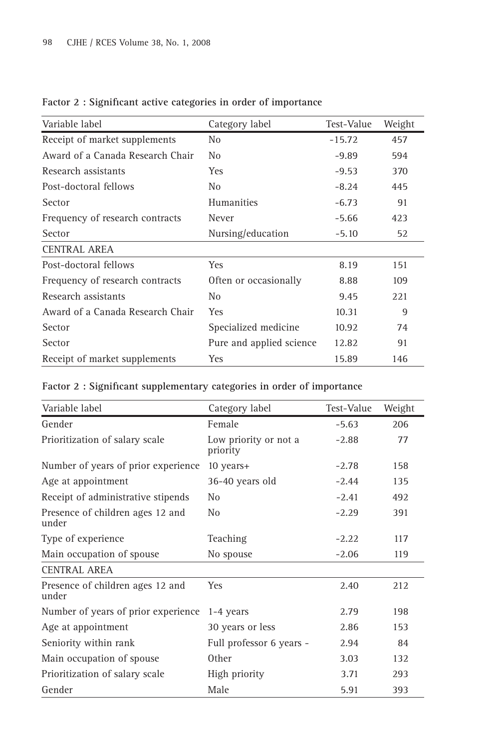**Factor 2 : Significant active categories in order of importance**

| Variable label | Category label | Test-Value | Weight |
|---|---|---|---|
| Receipt of market supplements | No | -15.72 | 457 |
| Award of a Canada Research Chair | No | -9.89 | 594 |
| Research assistants | Yes | -9.53 | 370 |
| Post-doctoral fellows | No | -8.24 | 445 |
| Sector | Humanities | -6.73 | 91 |
| Frequency of research contracts | Never | -5.66 | 423 |
| Sector | Nursing/education | -5.10 | 52 |
| CENTRAL AREA | | | |
| Post-doctoral fellows | Yes | 8.19 | 151 |
| Frequency of research contracts | Often or occasionally | 8.88 | 109 |
| Research assistants | No | 9.45 | 221 |
| Award of a Canada Research Chair | Yes | 10.31 | 9 |
| Sector | Specialized medicine | 10.92 | 74 |
| Sector | Pure and applied science | 12.82 | 91 |
| Receipt of market supplements | Yes | 15.89 | 146 |

**Factor 2 : Significant supplementary categories in order of importance**

| Variable label | Category label | Test-Value | Weight |
|---|---|---|---|
| Gender | Female | -5.63 | 206 |
| Prioritization of salary scale | Low priority or not a priority | -2.88 | 77 |
| Number of years of prior experience | 10 years+ | -2.78 | 158 |
| Age at appointment | 36-40 years old | -2.44 | 135 |
| Receipt of administrative stipends | No | -2.41 | 492 |
| Presence of children ages 12 and under | No | -2.29 | 391 |
| Type of experience | Teaching | -2.22 | 117 |
| Main occupation of spouse | No spouse | -2.06 | 119 |
| CENTRAL AREA | | | |
| Presence of children ages 12 and under | Yes | 2.40 | 212 |
| Number of years of prior experience | 1-4 years | 2.79 | 198 |
| Age at appointment | 30 years or less | 2.86 | 153 |
| Seniority within rank | Full professor 6 years - | 2.94 | 84 |
| Main occupation of spouse | Other | 3.03 | 132 |
| Prioritization of salary scale | High priority | 3.71 | 293 |
| Gender | Male | 5.91 | 393 |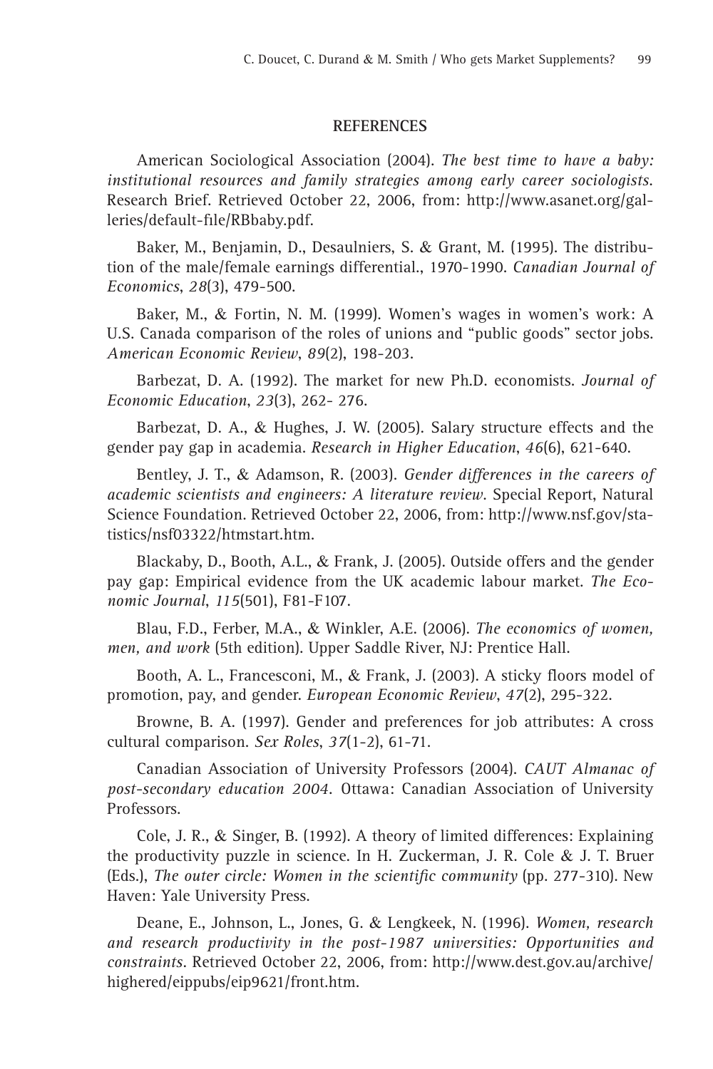## REFERENCES

American Sociological Association (2004). *The best time to have a baby: institutional resources and family strategies among early career sociologists*. Research Brief. Retrieved October 22, 2006, from: http://www.asanet.org/galleries/default-file/RBbaby.pdf.

Baker, M., Benjamin, D., Desaulniers, S. & Grant, M. (1995). The distribution of the male/female earnings differential., 1970-1990. *Canadian Journal of Economics*, *28*(3), 479-500.

Baker, M., & Fortin, N. M. (1999). Women's wages in women's work: A U.S. Canada comparison of the roles of unions and "public goods" sector jobs. *American Economic Review*, *89*(2), 198-203.

Barbezat, D. A. (1992). The market for new Ph.D. economists. *Journal of Economic Education*, *23*(3), 262- 276.

Barbezat, D. A., & Hughes, J. W. (2005). Salary structure effects and the gender pay gap in academia. *Research in Higher Education*, *46*(6), 621-640.

Bentley, J. T., & Adamson, R. (2003). *Gender differences in the careers of academic scientists and engineers: A literature review*. Special Report, Natural Science Foundation. Retrieved October 22, 2006, from: http://www.nsf.gov/statistics/nsf03322/htmstart.htm.

Blackaby, D., Booth, A.L., & Frank, J. (2005). Outside offers and the gender pay gap: Empirical evidence from the UK academic labour market. *The Economic Journal*, *115*(501), F81-F107.

Blau, F.D., Ferber, M.A., & Winkler, A.E. (2006). *The economics of women, men, and work* (5th edition). Upper Saddle River, NJ: Prentice Hall.

Booth, A. L., Francesconi, M., & Frank, J. (2003). A sticky floors model of promotion, pay, and gender. *European Economic Review*, *47*(2), 295-322.

Browne, B. A. (1997). Gender and preferences for job attributes: A cross cultural comparison. *Sex Roles*, *37*(1-2), 61-71.

Canadian Association of University Professors (2004). *CAUT Almanac of post-secondary education 2004*. Ottawa: Canadian Association of University Professors.

Cole, J. R., & Singer, B. (1992). A theory of limited differences: Explaining the productivity puzzle in science. In H. Zuckerman, J. R. Cole & J. T. Bruer (Eds.), *The outer circle: Women in the scientific community* (pp. 277-310). New Haven: Yale University Press.

Deane, E., Johnson, L., Jones, G. & Lengkeek, N. (1996). *Women, research and research productivity in the post-1987 universities: Opportunities and constraints*. Retrieved October 22, 2006, from: http://www.dest.gov.au/archive/highered/eippubs/eip9621/front.htm.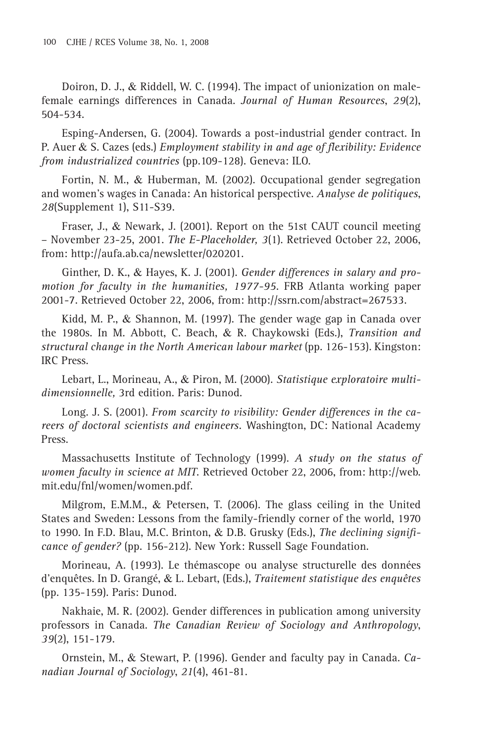Doiron, D. J., & Riddell, W. C. (1994). The impact of unionization on male-female earnings differences in Canada. *Journal of Human Resources*, *29*(2), 504-534.

Esping-Andersen, G. (2004). Towards a post-industrial gender contract. In P. Auer & S. Cazes (eds.) *Employment stability in and age of flexibility: Evidence from industrialized countries* (pp.109-128). Geneva: ILO.

Fortin, N. M., & Huberman, M. (2002). Occupational gender segregation and women's wages in Canada: An historical perspective. *Analyse de politiques*, *28*(Supplement 1), S11-S39.

Fraser, J., & Newark, J. (2001). Report on the 51st CAUT council meeting – November 23-25, 2001. *The E-Placeholder, 3*(1). Retrieved October 22, 2006, from: http://aufa.ab.ca/newsletter/020201.

Ginther, D. K., & Hayes, K. J. (2001). *Gender differences in salary and promotion for faculty in the humanities, 1977-95*. FRB Atlanta working paper 2001-7. Retrieved October 22, 2006, from: http://ssrn.com/abstract=267533.

Kidd, M. P., & Shannon, M. (1997). The gender wage gap in Canada over the 1980s. In M. Abbott, C. Beach, & R. Chaykowski (Eds.), *Transition and structural change in the North American labour market* (pp. 126-153). Kingston: IRC Press.

Lebart, L., Morineau, A., & Piron, M. (2000). *Statistique exploratoire multidimensionnelle,* 3rd edition. Paris: Dunod.

Long. J. S. (2001). *From scarcity to visibility: Gender differences in the careers of doctoral scientists and engineers*. Washington, DC: National Academy Press.

Massachusetts Institute of Technology (1999). *A study on the status of women faculty in science at MIT*. Retrieved October 22, 2006, from: http://web.mit.edu/fnl/women/women.pdf.

Milgrom, E.M.M., & Petersen, T. (2006). The glass ceiling in the United States and Sweden: Lessons from the family-friendly corner of the world, 1970 to 1990. In F.D. Blau, M.C. Brinton, & D.B. Grusky (Eds.), *The declining significance of gender?* (pp. 156-212). New York: Russell Sage Foundation.

Morineau, A. (1993). Le thémascope ou analyse structurelle des données d'enquêtes. In D. Grangé, & L. Lebart, (Eds.), *Traitement statistique des enquêtes* (pp. 135-159). Paris: Dunod.

Nakhaie, M. R. (2002). Gender differences in publication among university professors in Canada. *The Canadian Review of Sociology and Anthropology*, *39*(2), 151-179.

Ornstein, M., & Stewart, P. (1996). Gender and faculty pay in Canada. *Canadian Journal of Sociology*, *21*(4), 461-81.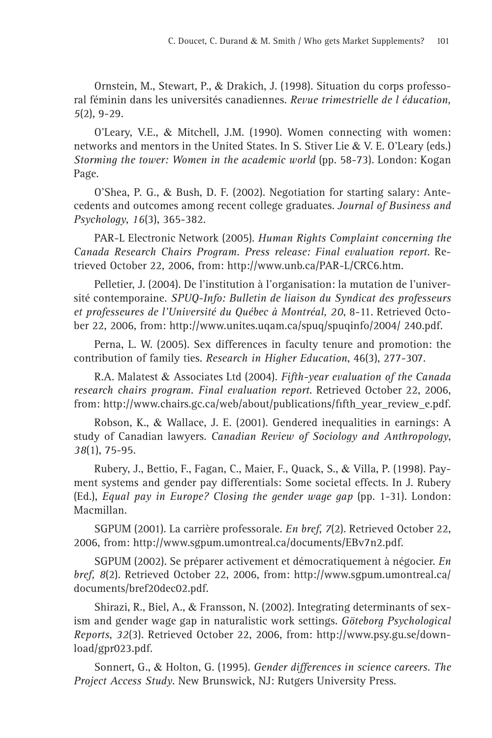Ornstein, M., Stewart, P., & Drakich, J. (1998). Situation du corps professoral féminin dans les universités canadiennes. *Revue trimestrielle de l éducation, 5*(2), 9-29.

O'Leary, V.E., & Mitchell, J.M. (1990). Women connecting with women: networks and mentors in the United States. In S. Stiver Lie & V. E. O'Leary (eds.) *Storming the tower: Women in the academic world* (pp. 58-73). London: Kogan Page.

O'Shea, P. G., & Bush, D. F. (2002). Negotiation for starting salary: Antecedents and outcomes among recent college graduates. *Journal of Business and Psychology*, *16*(3), 365-382.

PAR-L Electronic Network (2005). *Human Rights Complaint concerning the Canada Research Chairs Program. Press release: Final evaluation report.* Retrieved October 22, 2006, from: http://www.unb.ca/PAR-L/CRC6.htm.

Pelletier, J. (2004). De l'institution à l'organisation: la mutation de l'université contemporaine. *SPUQ-Info: Bulletin de liaison du Syndicat des professeurs et professeures de l'Université du Québec à Montréal, 20*, 8-11. Retrieved October 22, 2006, from: http://www.unites.uqam.ca/spuq/spuqinfo/2004/ 240.pdf.

Perna, L. W. (2005). Sex differences in faculty tenure and promotion: the contribution of family ties. *Research in Higher Education*, 46(3), 277-307.

R.A. Malatest & Associates Ltd (2004). *Fifth-year evaluation of the Canada research chairs program. Final evaluation report.* Retrieved October 22, 2006, from: http://www.chairs.gc.ca/web/about/publications/fifth_year_review_e.pdf.

Robson, K., & Wallace, J. E. (2001). Gendered inequalities in earnings: A study of Canadian lawyers. *Canadian Review of Sociology and Anthropology*, *38*(1), 75-95.

Rubery, J., Bettio, F., Fagan, C., Maier, F., Quack, S., & Villa, P. (1998). Payment systems and gender pay differentials: Some societal effects. In J. Rubery (Ed.), *Equal pay in Europe? Closing the gender wage gap* (pp. 1-31). London: Macmillan.

SGPUM (2001). La carrière professorale. *En bref*, *7*(2). Retrieved October 22, 2006, from: http://www.sgpum.umontreal.ca/documents/EBv7n2.pdf.

SGPUM (2002). Se préparer activement et démocratiquement à négocier. *En bref, 8*(2). Retrieved October 22, 2006, from: http://www.sgpum.umontreal.ca/documents/bref20dec02.pdf.

Shirazi, R., Biel, A., & Fransson, N. (2002). Integrating determinants of sexism and gender wage gap in naturalistic work settings. *Göteborg Psychological Reports*, *32*(3). Retrieved October 22, 2006, from: http://www.psy.gu.se/download/gpr023.pdf.

Sonnert, G., & Holton, G. (1995). *Gender differences in science careers. The Project Access Study*. New Brunswick, NJ: Rutgers University Press.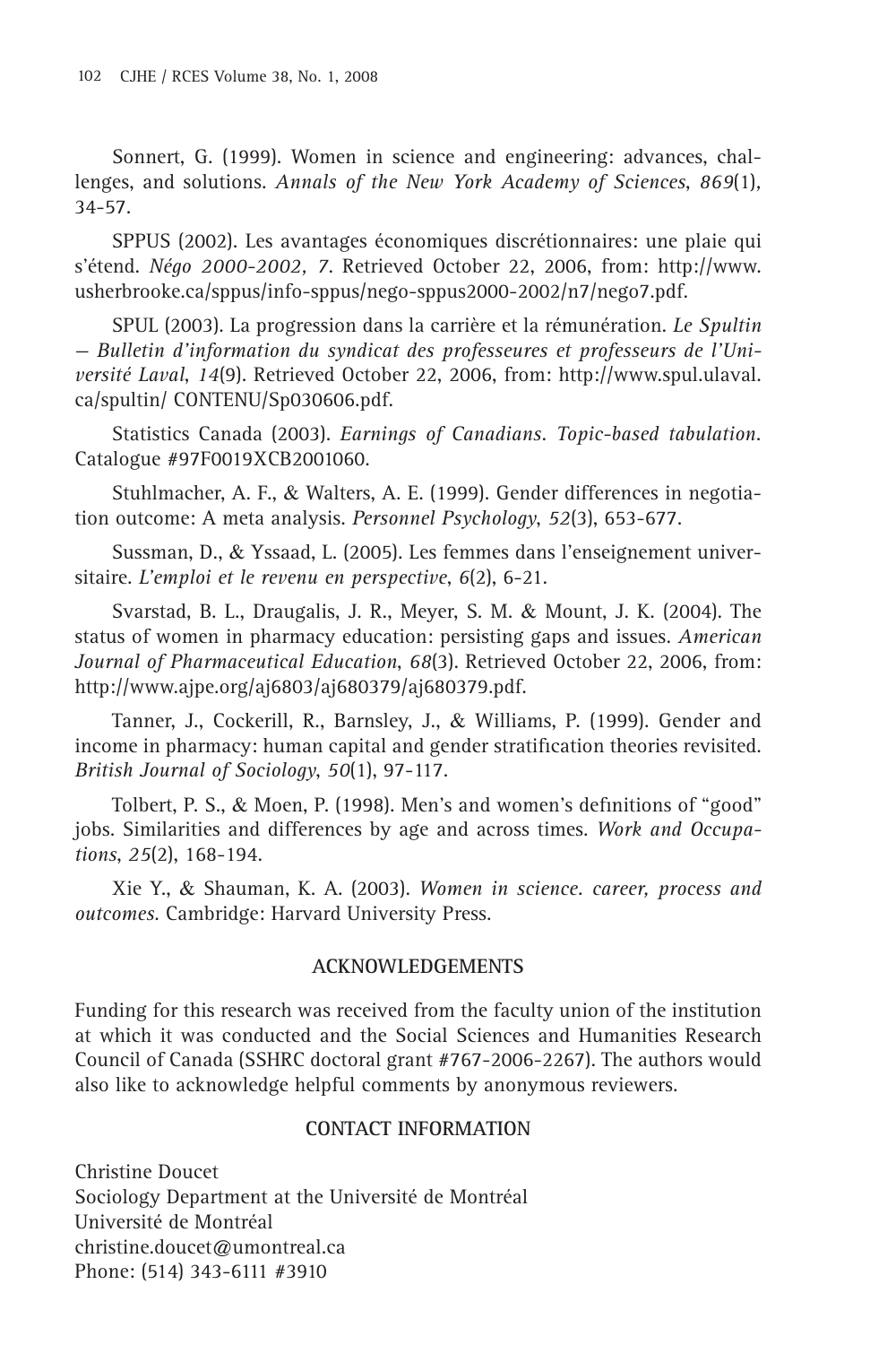Sonnert, G. (1999). Women in science and engineering: advances, challenges, and solutions. *Annals of the New York Academy of Sciences*, *869*(1), 34-57.

SPPUS (2002). Les avantages économiques discrétionnaires: une plaie qui s'étend. *Négo 2000-2002, 7*. Retrieved October 22, 2006, from: http://www.usherbrooke.ca/sppus/info-sppus/nego-sppus2000-2002/n7/nego7.pdf.

SPUL (2003). La progression dans la carrière et la rémunération. *Le Spultin — Bulletin d'information du syndicat des professeures et professeurs de l'Université Laval*, *14*(9). Retrieved October 22, 2006, from: http://www.spul.ulaval.ca/spultin/ CONTENU/Sp030606.pdf.

Statistics Canada (2003). *Earnings of Canadians. Topic-based tabulation*. Catalogue #97F0019XCB2001060.

Stuhlmacher, A. F., & Walters, A. E. (1999). Gender differences in negotiation outcome: A meta analysis. *Personnel Psychology*, *52*(3), 653-677.

Sussman, D., & Yssaad, L. (2005). Les femmes dans l'enseignement universitaire. *L'emploi et le revenu en perspective*, *6*(2), 6-21.

Svarstad, B. L., Draugalis, J. R., Meyer, S. M. & Mount, J. K. (2004). The status of women in pharmacy education: persisting gaps and issues. *American Journal of Pharmaceutical Education*, *68*(3). Retrieved October 22, 2006, from: http://www.ajpe.org/aj6803/aj680379/aj680379.pdf.

Tanner, J., Cockerill, R., Barnsley, J., & Williams, P. (1999). Gender and income in pharmacy: human capital and gender stratification theories revisited. *British Journal of Sociology*, *50*(1), 97-117.

Tolbert, P. S., & Moen, P. (1998). Men's and women's definitions of "good" jobs. Similarities and differences by age and across times. *Work and Occupations*, *25*(2), 168-194.

Xie Y., & Shauman, K. A. (2003). *Women in science. career, process and outcomes*. Cambridge: Harvard University Press.

## ACKNOWLEDGEMENTS

Funding for this research was received from the faculty union of the institution at which it was conducted and the Social Sciences and Humanities Research Council of Canada (SSHRC doctoral grant #767-2006-2267). The authors would also like to acknowledge helpful comments by anonymous reviewers.

## CONTACT INFORMATION

Christine Doucet
Sociology Department at the Université de Montréal
Université de Montréal
christine.doucet@umontreal.ca
Phone: (514) 343-6111 #3910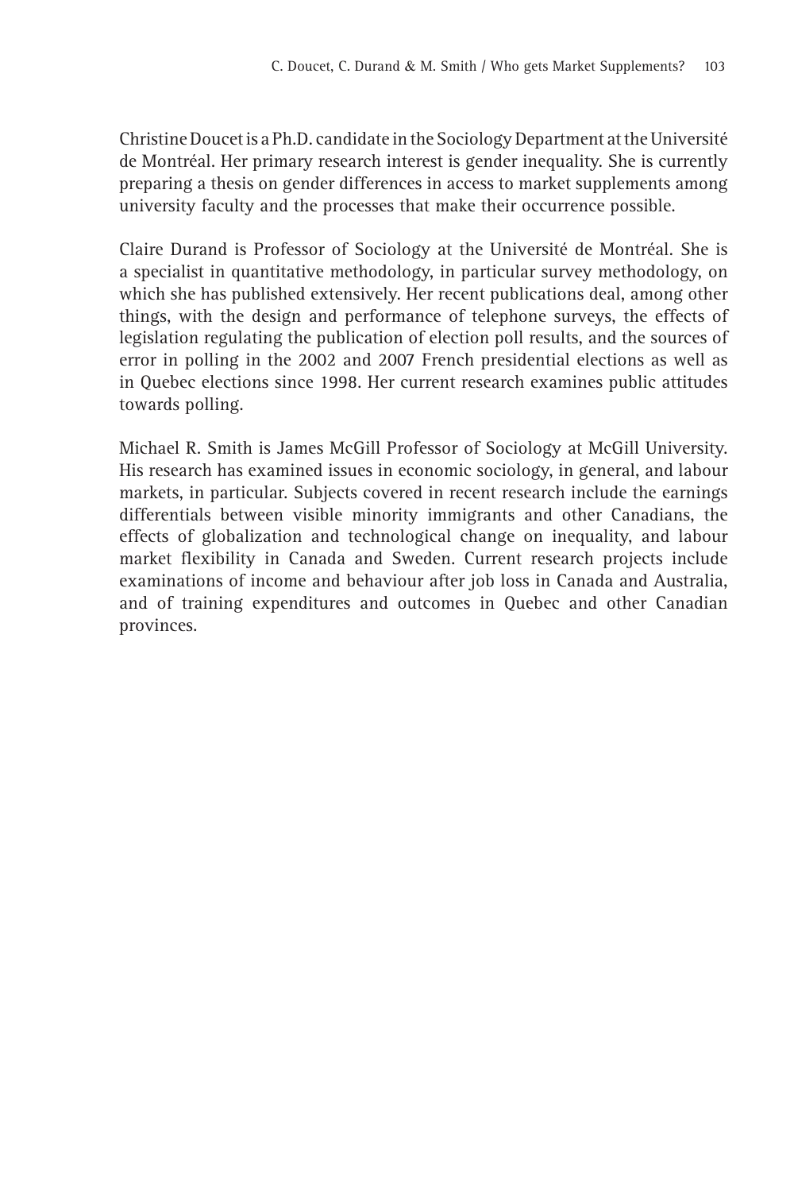Christine Doucet is a Ph.D. candidate in the Sociology Department at the Université de Montréal. Her primary research interest is gender inequality. She is currently preparing a thesis on gender differences in access to market supplements among university faculty and the processes that make their occurrence possible.

Claire Durand is Professor of Sociology at the Université de Montréal. She is a specialist in quantitative methodology, in particular survey methodology, on which she has published extensively. Her recent publications deal, among other things, with the design and performance of telephone surveys, the effects of legislation regulating the publication of election poll results, and the sources of error in polling in the 2002 and 2007 French presidential elections as well as in Quebec elections since 1998. Her current research examines public attitudes towards polling.

Michael R. Smith is James McGill Professor of Sociology at McGill University. His research has examined issues in economic sociology, in general, and labour markets, in particular. Subjects covered in recent research include the earnings differentials between visible minority immigrants and other Canadians, the effects of globalization and technological change on inequality, and labour market flexibility in Canada and Sweden. Current research projects include examinations of income and behaviour after job loss in Canada and Australia, and of training expenditures and outcomes in Quebec and other Canadian provinces.